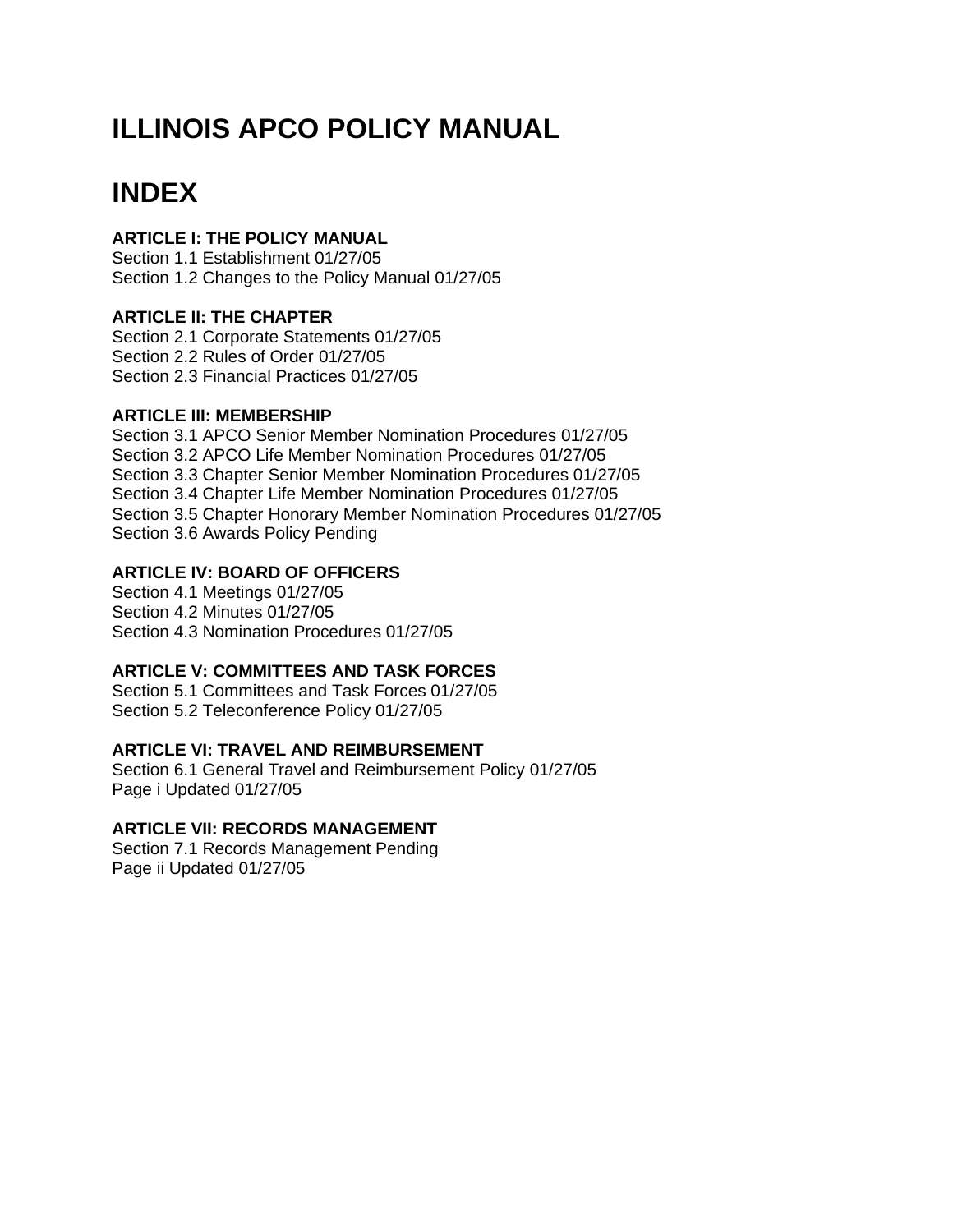# ILLINOIS APCO POLICY MANUAL

# INDEX

**ARTICLE I: THE POLICY MANUAL**
Section 1.1 Establishment 01/27/05
Section 1.2 Changes to the Policy Manual 01/27/05

**ARTICLE II: THE CHAPTER**
Section 2.1 Corporate Statements 01/27/05
Section 2.2 Rules of Order 01/27/05
Section 2.3 Financial Practices 01/27/05

**ARTICLE III: MEMBERSHIP**
Section 3.1 APCO Senior Member Nomination Procedures 01/27/05
Section 3.2 APCO Life Member Nomination Procedures 01/27/05
Section 3.3 Chapter Senior Member Nomination Procedures 01/27/05
Section 3.4 Chapter Life Member Nomination Procedures 01/27/05
Section 3.5 Chapter Honorary Member Nomination Procedures 01/27/05
Section 3.6 Awards Policy Pending

**ARTICLE IV: BOARD OF OFFICERS**
Section 4.1 Meetings 01/27/05
Section 4.2 Minutes 01/27/05
Section 4.3 Nomination Procedures 01/27/05

**ARTICLE V: COMMITTEES AND TASK FORCES**
Section 5.1 Committees and Task Forces 01/27/05
Section 5.2 Teleconference Policy 01/27/05

**ARTICLE VI: TRAVEL AND REIMBURSEMENT**
Section 6.1 General Travel and Reimbursement Policy 01/27/05
Page i Updated 01/27/05

**ARTICLE VII: RECORDS MANAGEMENT**
Section 7.1 Records Management Pending
Page ii Updated 01/27/05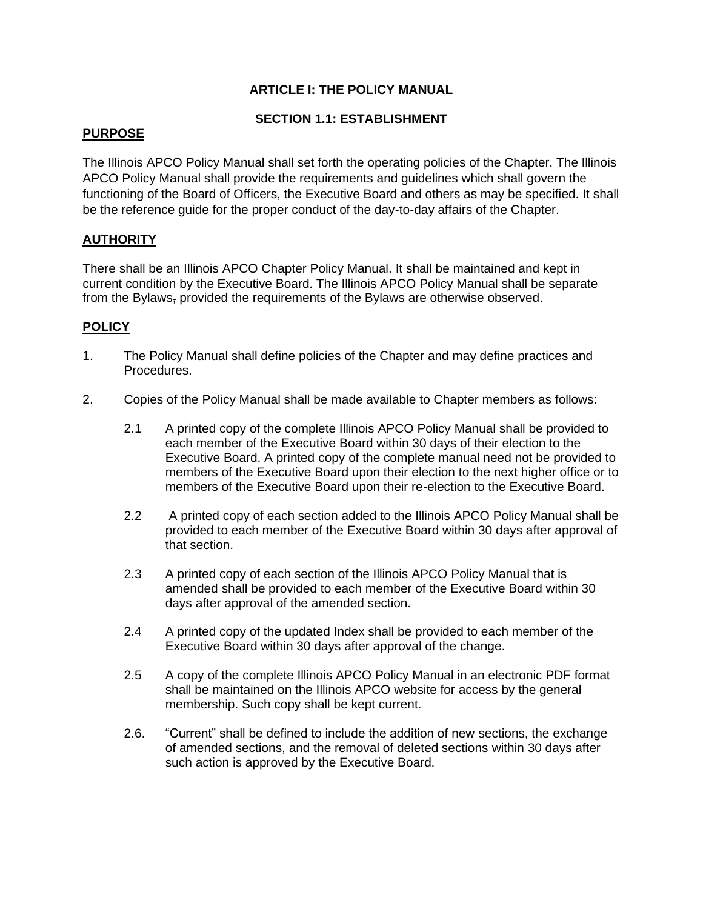# ARTICLE I: THE POLICY MANUAL

## SECTION 1.1: ESTABLISHMENT

### PURPOSE

The Illinois APCO Policy Manual shall set forth the operating policies of the Chapter. The Illinois APCO Policy Manual shall provide the requirements and guidelines which shall govern the functioning of the Board of Officers, the Executive Board and others as may be specified. It shall be the reference guide for the proper conduct of the day-to-day affairs of the Chapter.

### AUTHORITY

There shall be an Illinois APCO Chapter Policy Manual. It shall be maintained and kept in current condition by the Executive Board. The Illinois APCO Policy Manual shall be separate from the Bylaws~~,~~ provided the requirements of the Bylaws are otherwise observed.

### POLICY

1. The Policy Manual shall define policies of the Chapter and may define practices and Procedures.

2. Copies of the Policy Manual shall be made available to Chapter members as follows:

   2.1 A printed copy of the complete Illinois APCO Policy Manual shall be provided to each member of the Executive Board within 30 days of their election to the Executive Board. A printed copy of the complete manual need not be provided to members of the Executive Board upon their election to the next higher office or to members of the Executive Board upon their re-election to the Executive Board.

   2.2 A printed copy of each section added to the Illinois APCO Policy Manual shall be provided to each member of the Executive Board within 30 days after approval of that section.

   2.3 A printed copy of each section of the Illinois APCO Policy Manual that is amended shall be provided to each member of the Executive Board within 30 days after approval of the amended section.

   2.4 A printed copy of the updated Index shall be provided to each member of the Executive Board within 30 days after approval of the change.

   2.5 A copy of the complete Illinois APCO Policy Manual in an electronic PDF format shall be maintained on the Illinois APCO website for access by the general membership. Such copy shall be kept current.

   2.6. "Current" shall be defined to include the addition of new sections, the exchange of amended sections, and the removal of deleted sections within 30 days after such action is approved by the Executive Board.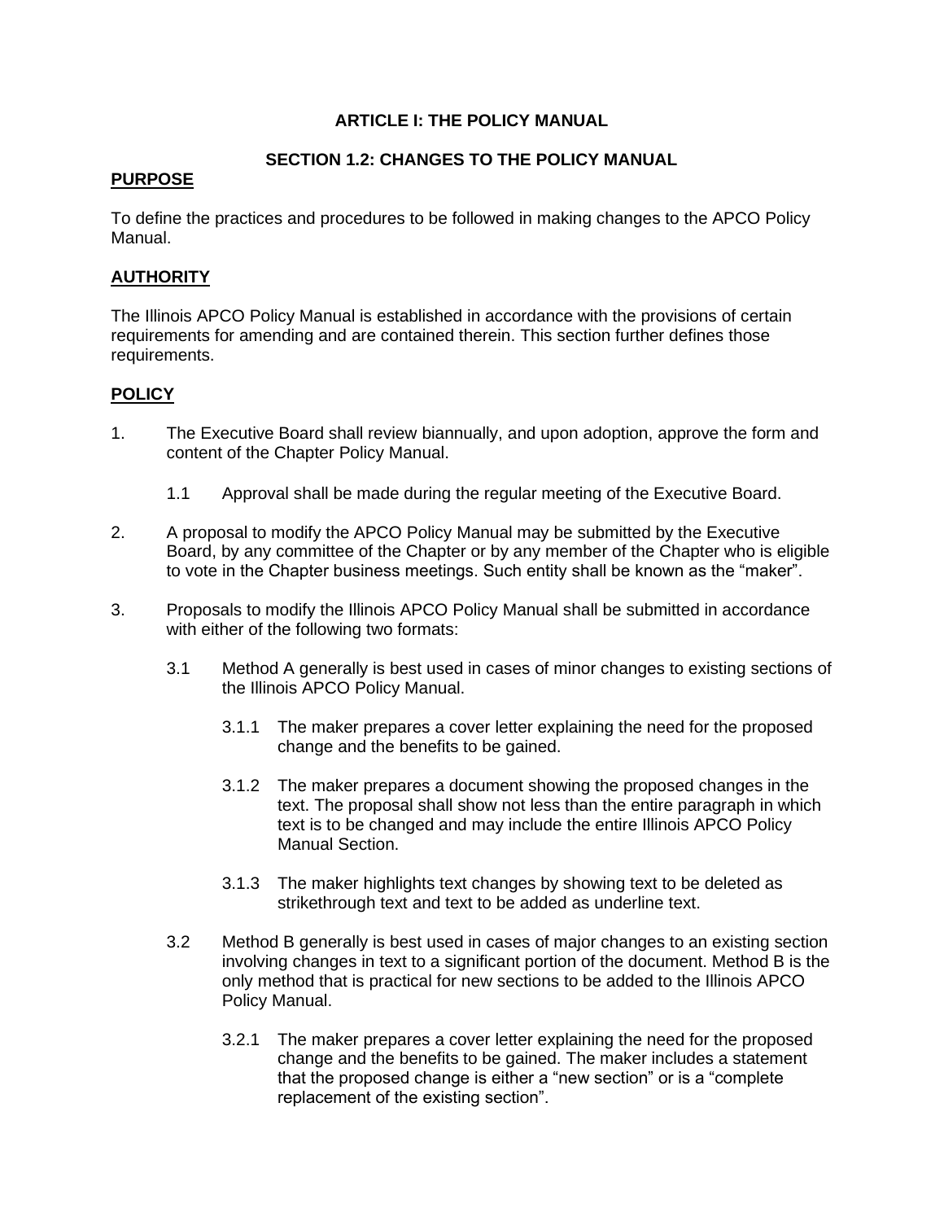## ARTICLE I: THE POLICY MANUAL

### SECTION 1.2: CHANGES TO THE POLICY MANUAL

**PURPOSE**

To define the practices and procedures to be followed in making changes to the APCO Policy Manual.

**AUTHORITY**

The Illinois APCO Policy Manual is established in accordance with the provisions of certain requirements for amending and are contained therein. This section further defines those requirements.

**POLICY**

1. The Executive Board shall review biannually, and upon adoption, approve the form and content of the Chapter Policy Manual.

   1.1 Approval shall be made during the regular meeting of the Executive Board.

2. A proposal to modify the APCO Policy Manual may be submitted by the Executive Board, by any committee of the Chapter or by any member of the Chapter who is eligible to vote in the Chapter business meetings. Such entity shall be known as the "maker".

3. Proposals to modify the Illinois APCO Policy Manual shall be submitted in accordance with either of the following two formats:

   3.1 Method A generally is best used in cases of minor changes to existing sections of the Illinois APCO Policy Manual.

      3.1.1 The maker prepares a cover letter explaining the need for the proposed change and the benefits to be gained.

      3.1.2 The maker prepares a document showing the proposed changes in the text. The proposal shall show not less than the entire paragraph in which text is to be changed and may include the entire Illinois APCO Policy Manual Section.

      3.1.3 The maker highlights text changes by showing text to be deleted as strikethrough text and text to be added as underline text.

   3.2 Method B generally is best used in cases of major changes to an existing section involving changes in text to a significant portion of the document. Method B is the only method that is practical for new sections to be added to the Illinois APCO Policy Manual.

      3.2.1 The maker prepares a cover letter explaining the need for the proposed change and the benefits to be gained. The maker includes a statement that the proposed change is either a "new section" or is a "complete replacement of the existing section".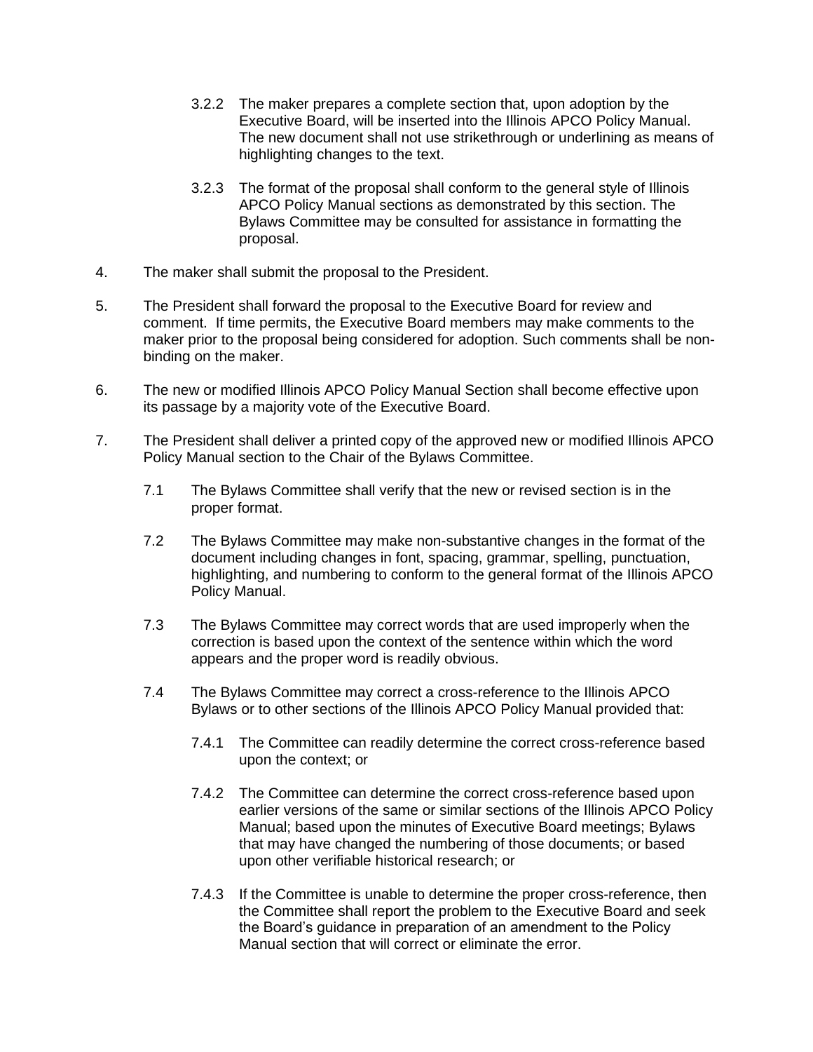3.2.2 The maker prepares a complete section that, upon adoption by the Executive Board, will be inserted into the Illinois APCO Policy Manual. The new document shall not use strikethrough or underlining as means of highlighting changes to the text.

3.2.3 The format of the proposal shall conform to the general style of Illinois APCO Policy Manual sections as demonstrated by this section. The Bylaws Committee may be consulted for assistance in formatting the proposal.

4. The maker shall submit the proposal to the President.

5. The President shall forward the proposal to the Executive Board for review and comment. If time permits, the Executive Board members may make comments to the maker prior to the proposal being considered for adoption. Such comments shall be non-binding on the maker.

6. The new or modified Illinois APCO Policy Manual Section shall become effective upon its passage by a majority vote of the Executive Board.

7. The President shall deliver a printed copy of the approved new or modified Illinois APCO Policy Manual section to the Chair of the Bylaws Committee.

7.1 The Bylaws Committee shall verify that the new or revised section is in the proper format.

7.2 The Bylaws Committee may make non-substantive changes in the format of the document including changes in font, spacing, grammar, spelling, punctuation, highlighting, and numbering to conform to the general format of the Illinois APCO Policy Manual.

7.3 The Bylaws Committee may correct words that are used improperly when the correction is based upon the context of the sentence within which the word appears and the proper word is readily obvious.

7.4 The Bylaws Committee may correct a cross-reference to the Illinois APCO Bylaws or to other sections of the Illinois APCO Policy Manual provided that:

7.4.1 The Committee can readily determine the correct cross-reference based upon the context; or

7.4.2 The Committee can determine the correct cross-reference based upon earlier versions of the same or similar sections of the Illinois APCO Policy Manual; based upon the minutes of Executive Board meetings; Bylaws that may have changed the numbering of those documents; or based upon other verifiable historical research; or

7.4.3 If the Committee is unable to determine the proper cross-reference, then the Committee shall report the problem to the Executive Board and seek the Board's guidance in preparation of an amendment to the Policy Manual section that will correct or eliminate the error.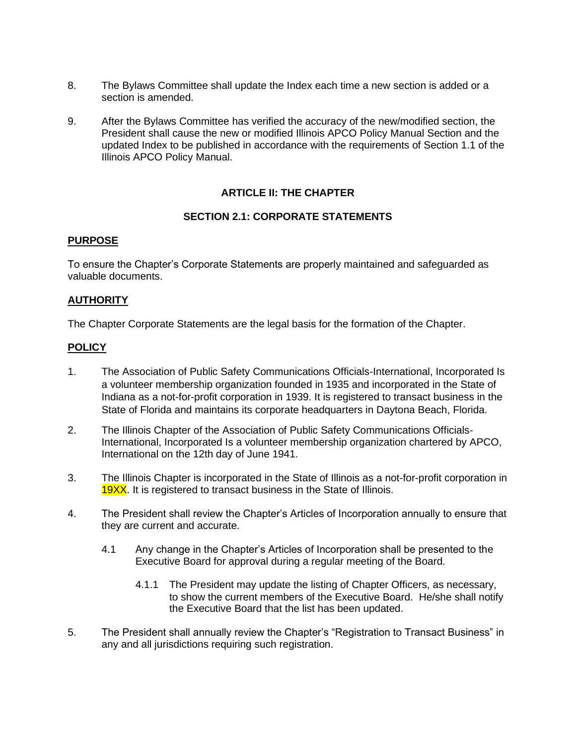8. The Bylaws Committee shall update the Index each time a new section is added or a section is amended.

9. After the Bylaws Committee has verified the accuracy of the new/modified section, the President shall cause the new or modified Illinois APCO Policy Manual Section and the updated Index to be published in accordance with the requirements of Section 1.1 of the Illinois APCO Policy Manual.

## ARTICLE II: THE CHAPTER

### SECTION 2.1: CORPORATE STATEMENTS

**PURPOSE**

To ensure the Chapter's Corporate Statements are properly maintained and safeguarded as valuable documents.

**AUTHORITY**

The Chapter Corporate Statements are the legal basis for the formation of the Chapter.

**POLICY**

1. The Association of Public Safety Communications Officials-International, Incorporated Is a volunteer membership organization founded in 1935 and incorporated in the State of Indiana as a not-for-profit corporation in 1939. It is registered to transact business in the State of Florida and maintains its corporate headquarters in Daytona Beach, Florida.

2. The Illinois Chapter of the Association of Public Safety Communications Officials-International, Incorporated Is a volunteer membership organization chartered by APCO, International on the 12th day of June 1941.

3. The Illinois Chapter is incorporated in the State of Illinois as a not-for-profit corporation in 19XX. It is registered to transact business in the State of Illinois.

4. The President shall review the Chapter's Articles of Incorporation annually to ensure that they are current and accurate.

   4.1 Any change in the Chapter's Articles of Incorporation shall be presented to the Executive Board for approval during a regular meeting of the Board.

      4.1.1 The President may update the listing of Chapter Officers, as necessary, to show the current members of the Executive Board. He/she shall notify the Executive Board that the list has been updated.

5. The President shall annually review the Chapter's "Registration to Transact Business" in any and all jurisdictions requiring such registration.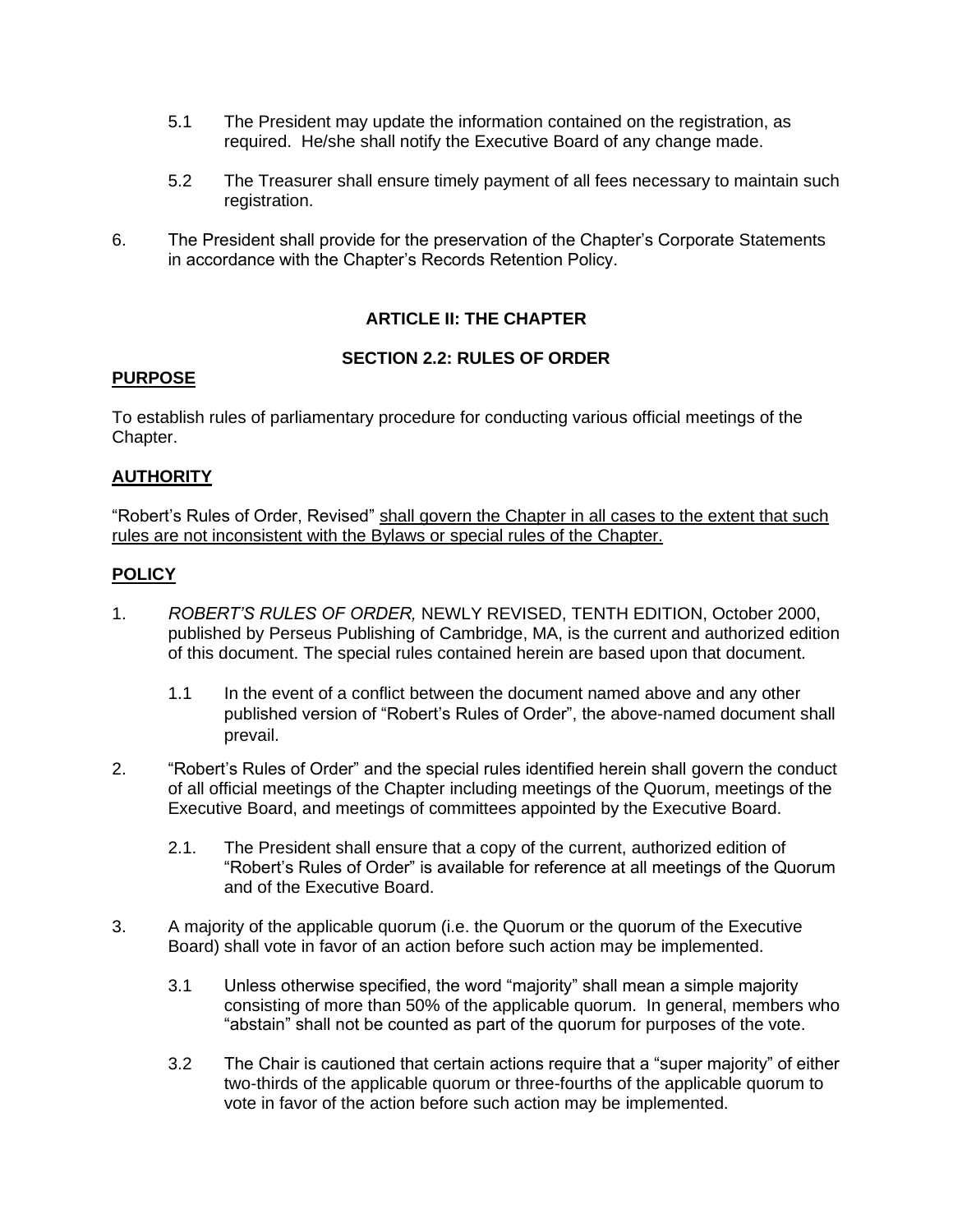5.1 The President may update the information contained on the registration, as required. He/she shall notify the Executive Board of any change made.

5.2 The Treasurer shall ensure timely payment of all fees necessary to maintain such registration.

6. The President shall provide for the preservation of the Chapter's Corporate Statements in accordance with the Chapter's Records Retention Policy.

## ARTICLE II: THE CHAPTER

### SECTION 2.2: RULES OF ORDER

**PURPOSE**

To establish rules of parliamentary procedure for conducting various official meetings of the Chapter.

**AUTHORITY**

"Robert's Rules of Order, Revised" shall govern the Chapter in all cases to the extent that such rules are not inconsistent with the Bylaws or special rules of the Chapter.

**POLICY**

1. *ROBERT'S RULES OF ORDER,* NEWLY REVISED, TENTH EDITION, October 2000, published by Perseus Publishing of Cambridge, MA, is the current and authorized edition of this document. The special rules contained herein are based upon that document.

   1.1 In the event of a conflict between the document named above and any other published version of "Robert's Rules of Order", the above-named document shall prevail.

2. "Robert's Rules of Order" and the special rules identified herein shall govern the conduct of all official meetings of the Chapter including meetings of the Quorum, meetings of the Executive Board, and meetings of committees appointed by the Executive Board.

   2.1. The President shall ensure that a copy of the current, authorized edition of "Robert's Rules of Order" is available for reference at all meetings of the Quorum and of the Executive Board.

3. A majority of the applicable quorum (i.e. the Quorum or the quorum of the Executive Board) shall vote in favor of an action before such action may be implemented.

   3.1 Unless otherwise specified, the word "majority" shall mean a simple majority consisting of more than 50% of the applicable quorum. In general, members who "abstain" shall not be counted as part of the quorum for purposes of the vote.

   3.2 The Chair is cautioned that certain actions require that a "super majority" of either two-thirds of the applicable quorum or three-fourths of the applicable quorum to vote in favor of the action before such action may be implemented.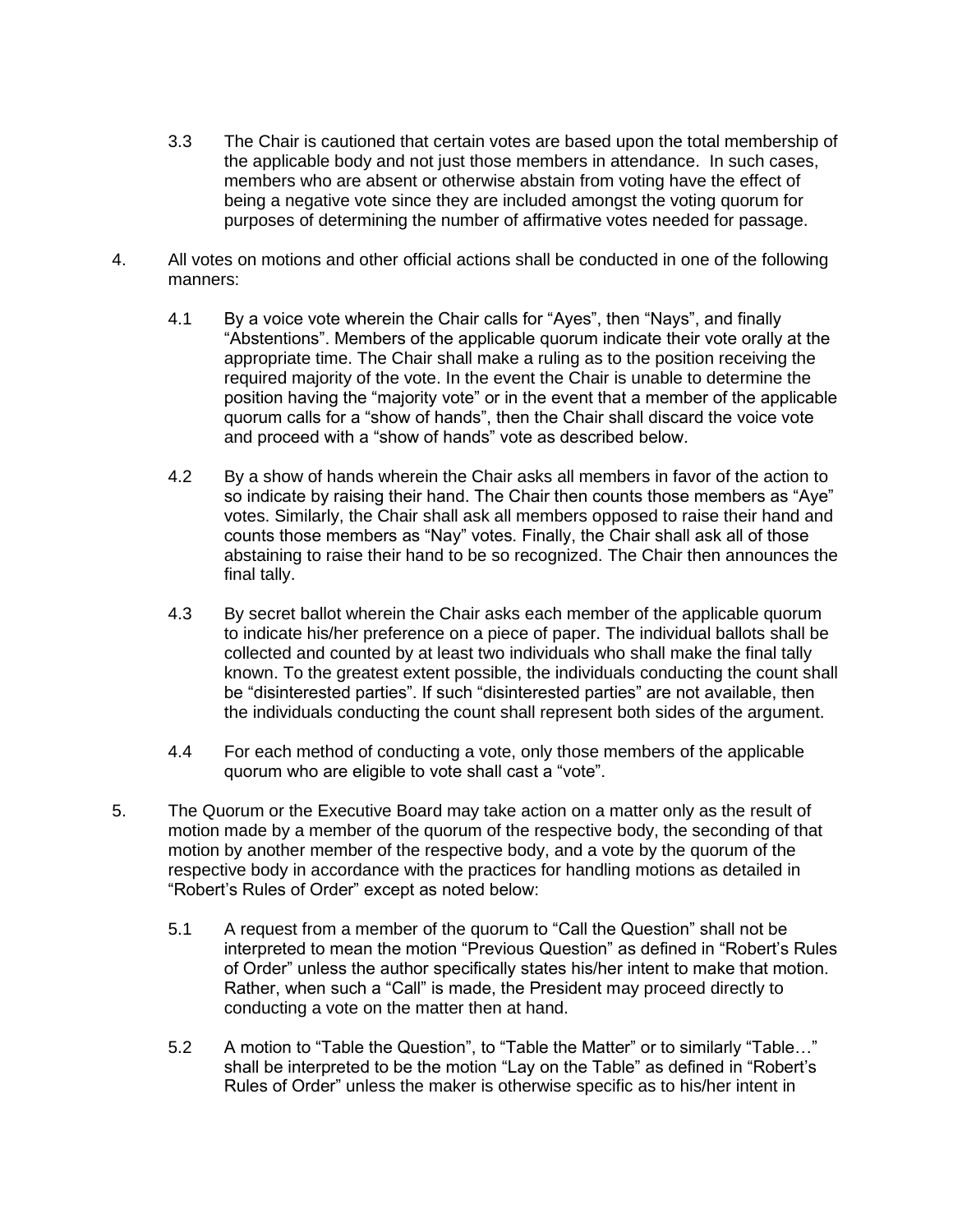3.3 The Chair is cautioned that certain votes are based upon the total membership of the applicable body and not just those members in attendance. In such cases, members who are absent or otherwise abstain from voting have the effect of being a negative vote since they are included amongst the voting quorum for purposes of determining the number of affirmative votes needed for passage.

4. All votes on motions and other official actions shall be conducted in one of the following manners:

   4.1 By a voice vote wherein the Chair calls for "Ayes", then "Nays", and finally "Abstentions". Members of the applicable quorum indicate their vote orally at the appropriate time. The Chair shall make a ruling as to the position receiving the required majority of the vote. In the event the Chair is unable to determine the position having the "majority vote" or in the event that a member of the applicable quorum calls for a "show of hands", then the Chair shall discard the voice vote and proceed with a "show of hands" vote as described below.

   4.2 By a show of hands wherein the Chair asks all members in favor of the action to so indicate by raising their hand. The Chair then counts those members as "Aye" votes. Similarly, the Chair shall ask all members opposed to raise their hand and counts those members as "Nay" votes. Finally, the Chair shall ask all of those abstaining to raise their hand to be so recognized. The Chair then announces the final tally.

   4.3 By secret ballot wherein the Chair asks each member of the applicable quorum to indicate his/her preference on a piece of paper. The individual ballots shall be collected and counted by at least two individuals who shall make the final tally known. To the greatest extent possible, the individuals conducting the count shall be "disinterested parties". If such "disinterested parties" are not available, then the individuals conducting the count shall represent both sides of the argument.

   4.4 For each method of conducting a vote, only those members of the applicable quorum who are eligible to vote shall cast a "vote".

5. The Quorum or the Executive Board may take action on a matter only as the result of motion made by a member of the quorum of the respective body, the seconding of that motion by another member of the respective body, and a vote by the quorum of the respective body in accordance with the practices for handling motions as detailed in "Robert's Rules of Order" except as noted below:

   5.1 A request from a member of the quorum to "Call the Question" shall not be interpreted to mean the motion "Previous Question" as defined in "Robert's Rules of Order" unless the author specifically states his/her intent to make that motion. Rather, when such a "Call" is made, the President may proceed directly to conducting a vote on the matter then at hand.

   5.2 A motion to "Table the Question", to "Table the Matter" or to similarly "Table…" shall be interpreted to be the motion "Lay on the Table" as defined in "Robert's Rules of Order" unless the maker is otherwise specific as to his/her intent in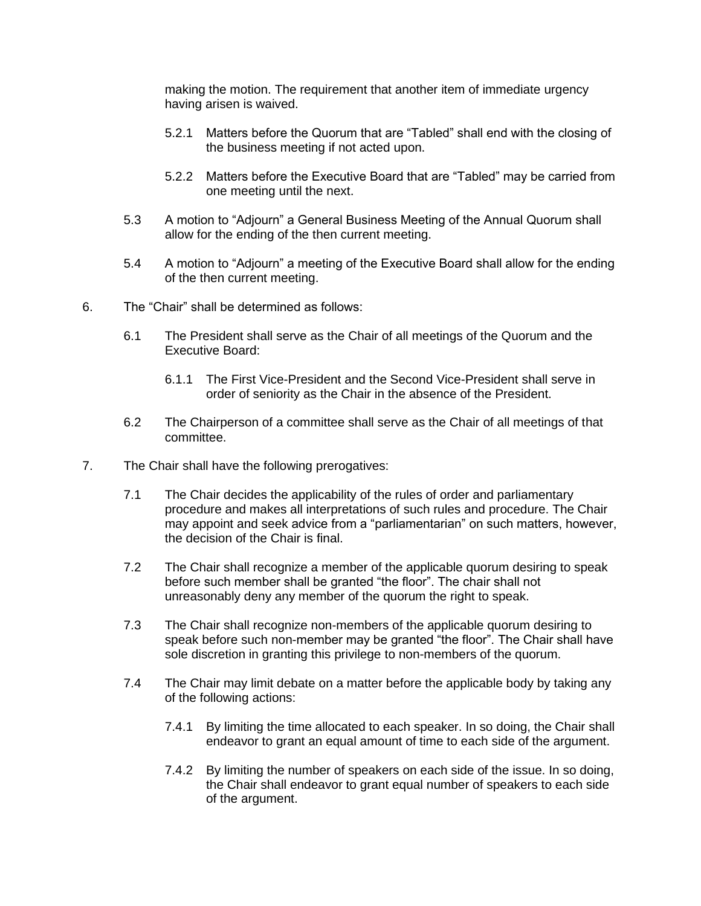making the motion. The requirement that another item of immediate urgency having arisen is waived.

5.2.1 Matters before the Quorum that are "Tabled" shall end with the closing of the business meeting if not acted upon.

5.2.2 Matters before the Executive Board that are "Tabled" may be carried from one meeting until the next.

5.3 A motion to "Adjourn" a General Business Meeting of the Annual Quorum shall allow for the ending of the then current meeting.

5.4 A motion to "Adjourn" a meeting of the Executive Board shall allow for the ending of the then current meeting.

6. The "Chair" shall be determined as follows:

6.1 The President shall serve as the Chair of all meetings of the Quorum and the Executive Board:

6.1.1 The First Vice-President and the Second Vice-President shall serve in order of seniority as the Chair in the absence of the President.

6.2 The Chairperson of a committee shall serve as the Chair of all meetings of that committee.

7. The Chair shall have the following prerogatives:

7.1 The Chair decides the applicability of the rules of order and parliamentary procedure and makes all interpretations of such rules and procedure. The Chair may appoint and seek advice from a "parliamentarian" on such matters, however, the decision of the Chair is final.

7.2 The Chair shall recognize a member of the applicable quorum desiring to speak before such member shall be granted "the floor". The chair shall not unreasonably deny any member of the quorum the right to speak.

7.3 The Chair shall recognize non-members of the applicable quorum desiring to speak before such non-member may be granted "the floor". The Chair shall have sole discretion in granting this privilege to non-members of the quorum.

7.4 The Chair may limit debate on a matter before the applicable body by taking any of the following actions:

7.4.1 By limiting the time allocated to each speaker. In so doing, the Chair shall endeavor to grant an equal amount of time to each side of the argument.

7.4.2 By limiting the number of speakers on each side of the issue. In so doing, the Chair shall endeavor to grant equal number of speakers to each side of the argument.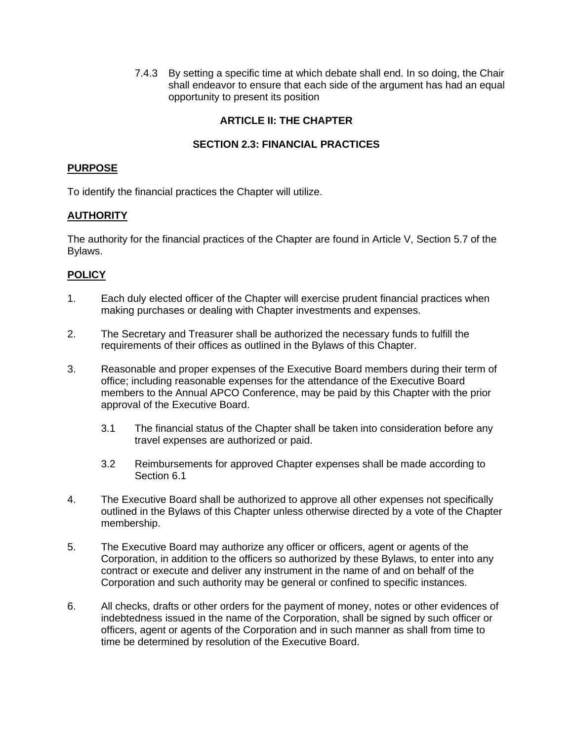7.4.3 By setting a specific time at which debate shall end. In so doing, the Chair shall endeavor to ensure that each side of the argument has had an equal opportunity to present its position

## ARTICLE II: THE CHAPTER

## SECTION 2.3: FINANCIAL PRACTICES

**PURPOSE**

To identify the financial practices the Chapter will utilize.

**AUTHORITY**

The authority for the financial practices of the Chapter are found in Article V, Section 5.7 of the Bylaws.

**POLICY**

1. Each duly elected officer of the Chapter will exercise prudent financial practices when making purchases or dealing with Chapter investments and expenses.

2. The Secretary and Treasurer shall be authorized the necessary funds to fulfill the requirements of their offices as outlined in the Bylaws of this Chapter.

3. Reasonable and proper expenses of the Executive Board members during their term of office; including reasonable expenses for the attendance of the Executive Board members to the Annual APCO Conference, may be paid by this Chapter with the prior approval of the Executive Board.

   3.1 The financial status of the Chapter shall be taken into consideration before any travel expenses are authorized or paid.

   3.2 Reimbursements for approved Chapter expenses shall be made according to Section 6.1

4. The Executive Board shall be authorized to approve all other expenses not specifically outlined in the Bylaws of this Chapter unless otherwise directed by a vote of the Chapter membership.

5. The Executive Board may authorize any officer or officers, agent or agents of the Corporation, in addition to the officers so authorized by these Bylaws, to enter into any contract or execute and deliver any instrument in the name of and on behalf of the Corporation and such authority may be general or confined to specific instances.

6. All checks, drafts or other orders for the payment of money, notes or other evidences of indebtedness issued in the name of the Corporation, shall be signed by such officer or officers, agent or agents of the Corporation and in such manner as shall from time to time be determined by resolution of the Executive Board.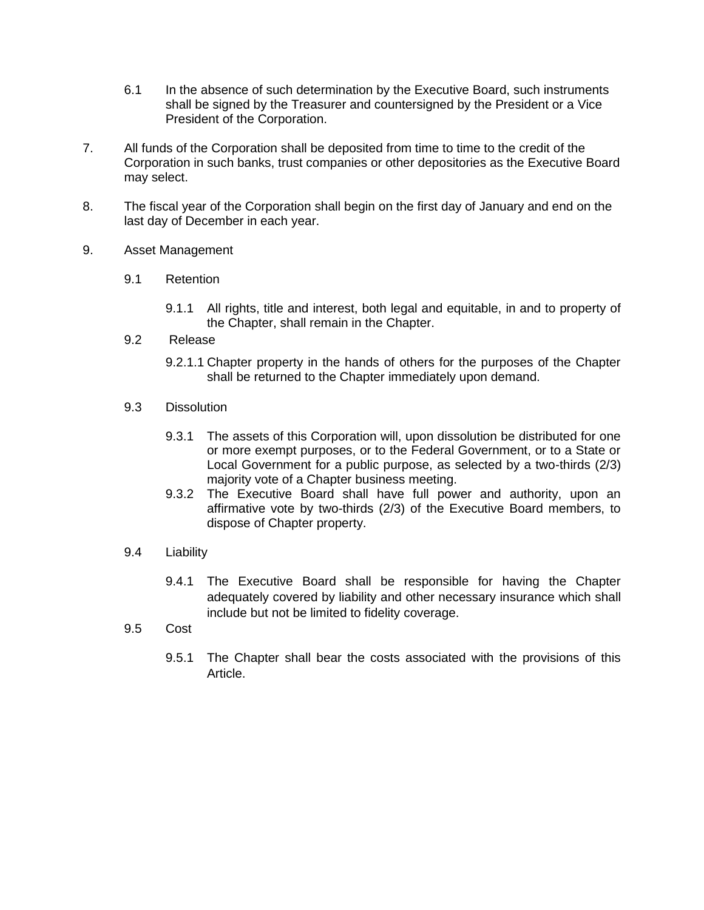6.1 In the absence of such determination by the Executive Board, such instruments shall be signed by the Treasurer and countersigned by the President or a Vice President of the Corporation.

7. All funds of the Corporation shall be deposited from time to time to the credit of the Corporation in such banks, trust companies or other depositories as the Executive Board may select.

8. The fiscal year of the Corporation shall begin on the first day of January and end on the last day of December in each year.

9. Asset Management

9.1 Retention

9.1.1 All rights, title and interest, both legal and equitable, in and to property of the Chapter, shall remain in the Chapter.

9.2 Release

9.2.1.1 Chapter property in the hands of others for the purposes of the Chapter shall be returned to the Chapter immediately upon demand.

9.3 Dissolution

9.3.1 The assets of this Corporation will, upon dissolution be distributed for one or more exempt purposes, or to the Federal Government, or to a State or Local Government for a public purpose, as selected by a two-thirds (2/3) majority vote of a Chapter business meeting.

9.3.2 The Executive Board shall have full power and authority, upon an affirmative vote by two-thirds (2/3) of the Executive Board members, to dispose of Chapter property.

9.4 Liability

9.4.1 The Executive Board shall be responsible for having the Chapter adequately covered by liability and other necessary insurance which shall include but not be limited to fidelity coverage.

9.5 Cost

9.5.1 The Chapter shall bear the costs associated with the provisions of this Article.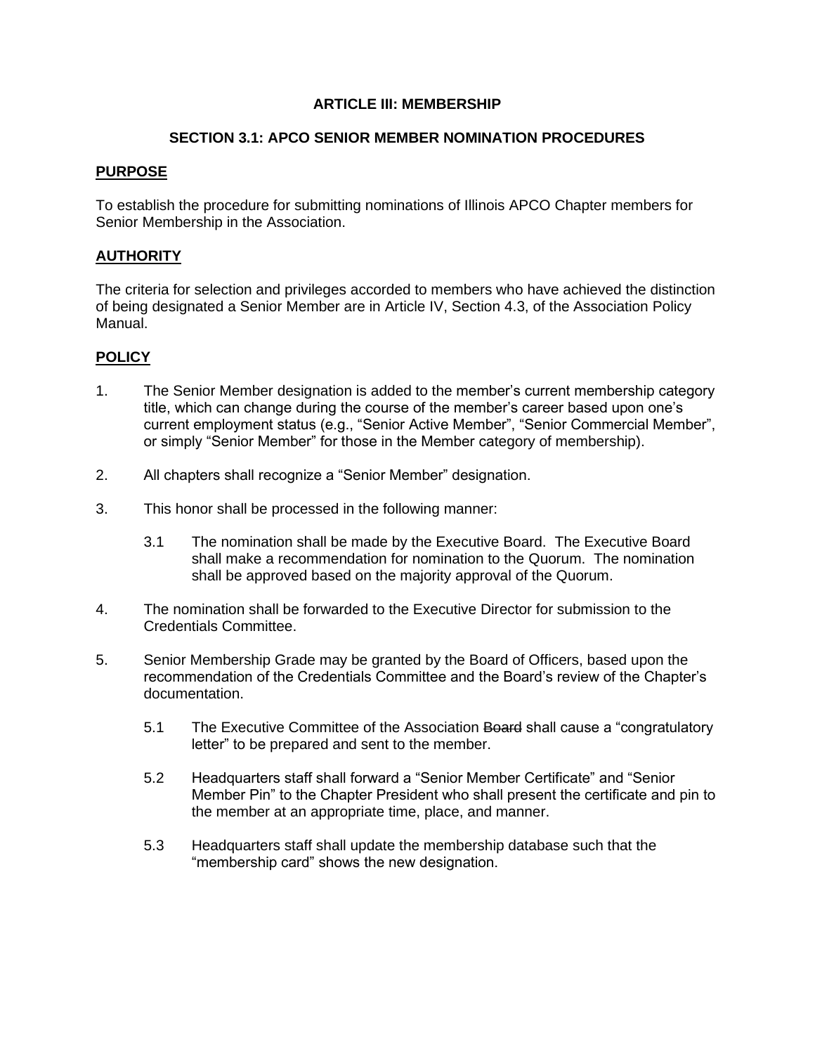## ARTICLE III: MEMBERSHIP

### SECTION 3.1: APCO SENIOR MEMBER NOMINATION PROCEDURES

**PURPOSE**

To establish the procedure for submitting nominations of Illinois APCO Chapter members for Senior Membership in the Association.

**AUTHORITY**

The criteria for selection and privileges accorded to members who have achieved the distinction of being designated a Senior Member are in Article IV, Section 4.3, of the Association Policy Manual.

**POLICY**

1. The Senior Member designation is added to the member's current membership category title, which can change during the course of the member's career based upon one's current employment status (e.g., "Senior Active Member", "Senior Commercial Member", or simply "Senior Member" for those in the Member category of membership).

2. All chapters shall recognize a "Senior Member" designation.

3. This honor shall be processed in the following manner:

   3.1 The nomination shall be made by the Executive Board. The Executive Board shall make a recommendation for nomination to the Quorum. The nomination shall be approved based on the majority approval of the Quorum.

4. The nomination shall be forwarded to the Executive Director for submission to the Credentials Committee.

5. Senior Membership Grade may be granted by the Board of Officers, based upon the recommendation of the Credentials Committee and the Board's review of the Chapter's documentation.

   5.1 The Executive Committee of the Association ~~Board~~ shall cause a "congratulatory letter" to be prepared and sent to the member.

   5.2 Headquarters staff shall forward a "Senior Member Certificate" and "Senior Member Pin" to the Chapter President who shall present the certificate and pin to the member at an appropriate time, place, and manner.

   5.3 Headquarters staff shall update the membership database such that the "membership card" shows the new designation.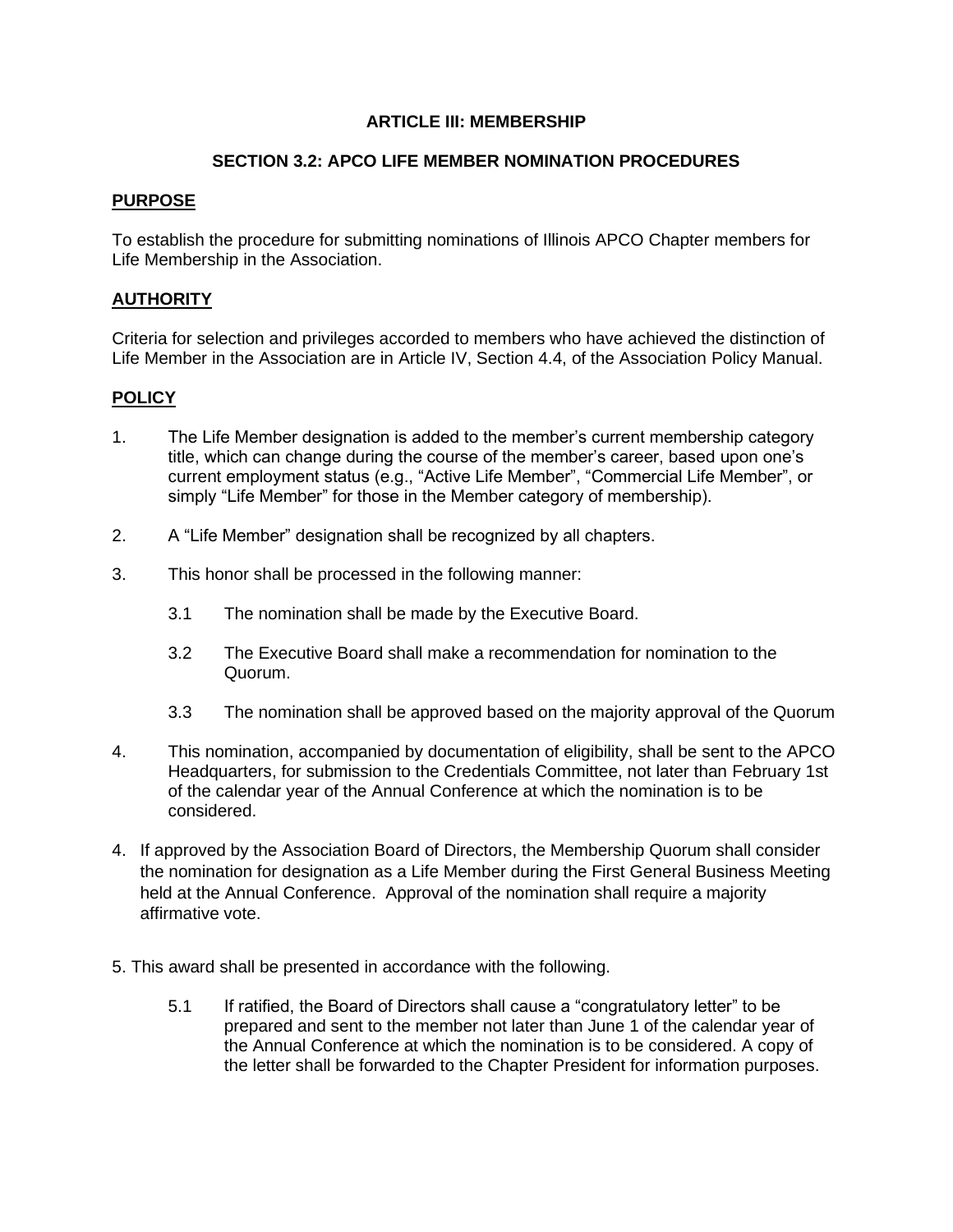## ARTICLE III: MEMBERSHIP

### SECTION 3.2: APCO LIFE MEMBER NOMINATION PROCEDURES

**PURPOSE**

To establish the procedure for submitting nominations of Illinois APCO Chapter members for Life Membership in the Association.

**AUTHORITY**

Criteria for selection and privileges accorded to members who have achieved the distinction of Life Member in the Association are in Article IV, Section 4.4, of the Association Policy Manual.

**POLICY**

1. The Life Member designation is added to the member's current membership category title, which can change during the course of the member's career, based upon one's current employment status (e.g., "Active Life Member", "Commercial Life Member", or simply "Life Member" for those in the Member category of membership).

2. A "Life Member" designation shall be recognized by all chapters.

3. This honor shall be processed in the following manner:

    3.1 The nomination shall be made by the Executive Board.

    3.2 The Executive Board shall make a recommendation for nomination to the Quorum.

    3.3 The nomination shall be approved based on the majority approval of the Quorum

4. This nomination, accompanied by documentation of eligibility, shall be sent to the APCO Headquarters, for submission to the Credentials Committee, not later than February 1st of the calendar year of the Annual Conference at which the nomination is to be considered.

4. If approved by the Association Board of Directors, the Membership Quorum shall consider the nomination for designation as a Life Member during the First General Business Meeting held at the Annual Conference. Approval of the nomination shall require a majority affirmative vote.

5. This award shall be presented in accordance with the following.

    5.1 If ratified, the Board of Directors shall cause a "congratulatory letter" to be prepared and sent to the member not later than June 1 of the calendar year of the Annual Conference at which the nomination is to be considered. A copy of the letter shall be forwarded to the Chapter President for information purposes.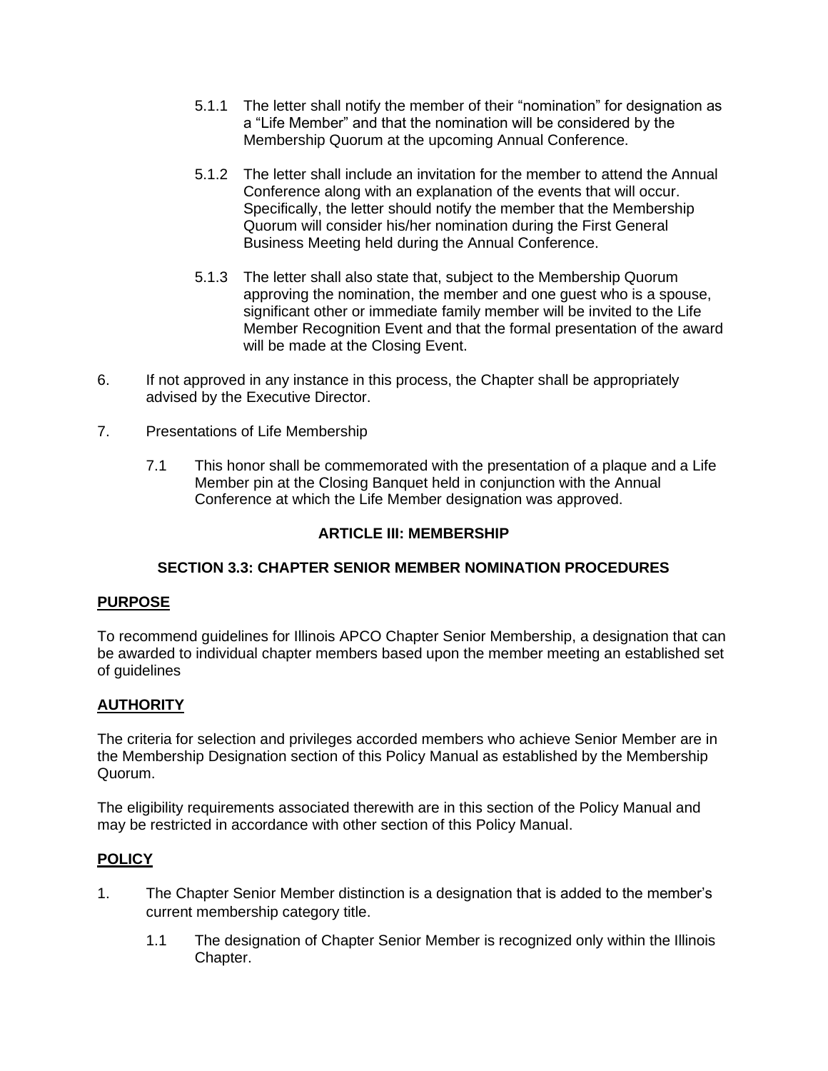5.1.1 The letter shall notify the member of their "nomination" for designation as a "Life Member" and that the nomination will be considered by the Membership Quorum at the upcoming Annual Conference.

5.1.2 The letter shall include an invitation for the member to attend the Annual Conference along with an explanation of the events that will occur. Specifically, the letter should notify the member that the Membership Quorum will consider his/her nomination during the First General Business Meeting held during the Annual Conference.

5.1.3 The letter shall also state that, subject to the Membership Quorum approving the nomination, the member and one guest who is a spouse, significant other or immediate family member will be invited to the Life Member Recognition Event and that the formal presentation of the award will be made at the Closing Event.

6. If not approved in any instance in this process, the Chapter shall be appropriately advised by the Executive Director.

7. Presentations of Life Membership

 7.1 This honor shall be commemorated with the presentation of a plaque and a Life Member pin at the Closing Banquet held in conjunction with the Annual Conference at which the Life Member designation was approved.

## ARTICLE III: MEMBERSHIP

### SECTION 3.3: CHAPTER SENIOR MEMBER NOMINATION PROCEDURES

**PURPOSE**

To recommend guidelines for Illinois APCO Chapter Senior Membership, a designation that can be awarded to individual chapter members based upon the member meeting an established set of guidelines

**AUTHORITY**

The criteria for selection and privileges accorded members who achieve Senior Member are in the Membership Designation section of this Policy Manual as established by the Membership Quorum.

The eligibility requirements associated therewith are in this section of the Policy Manual and may be restricted in accordance with other section of this Policy Manual.

**POLICY**

1. The Chapter Senior Member distinction is a designation that is added to the member's current membership category title.

 1.1 The designation of Chapter Senior Member is recognized only within the Illinois Chapter.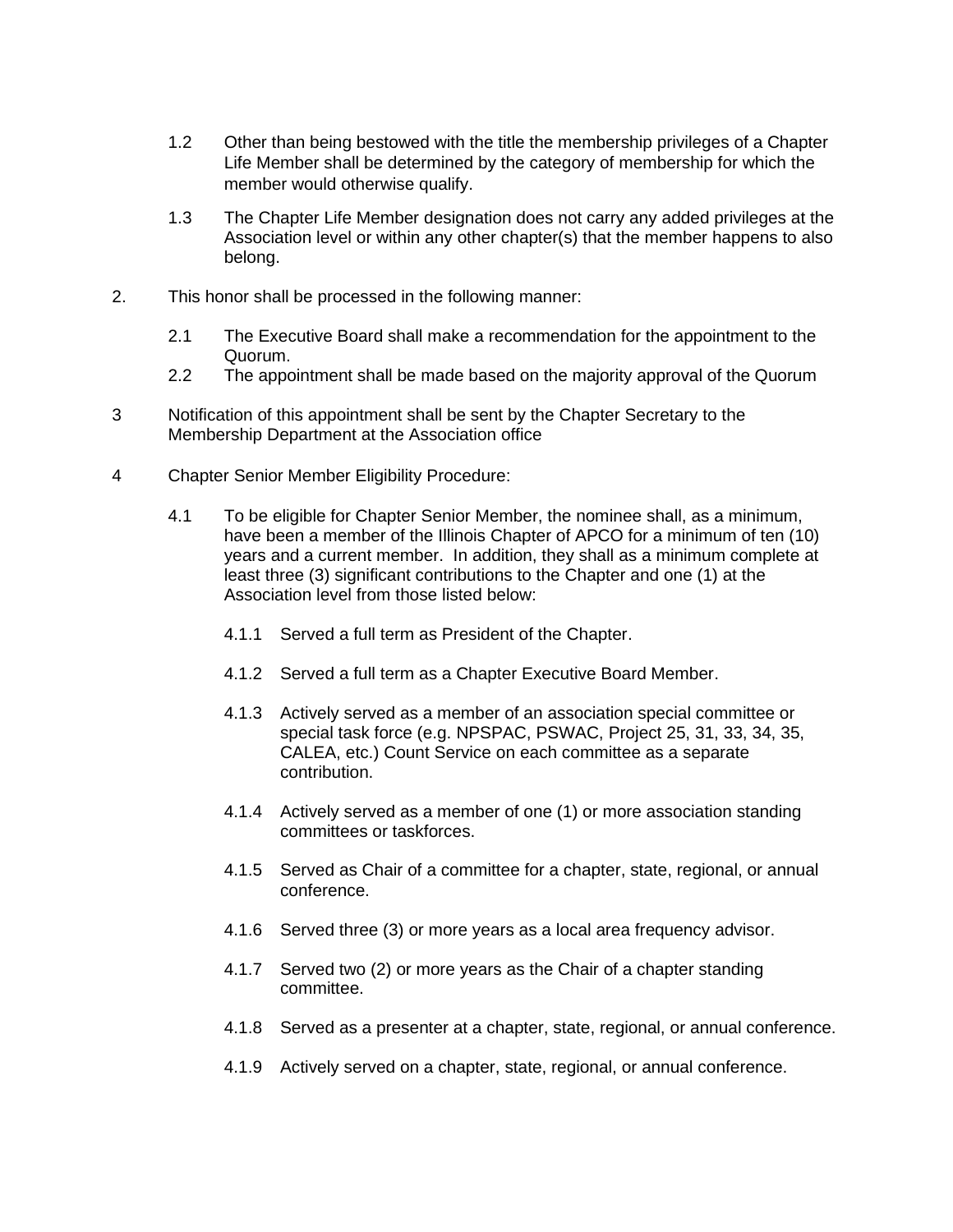1.2 Other than being bestowed with the title the membership privileges of a Chapter Life Member shall be determined by the category of membership for which the member would otherwise qualify.

1.3 The Chapter Life Member designation does not carry any added privileges at the Association level or within any other chapter(s) that the member happens to also belong.

2. This honor shall be processed in the following manner:

   2.1 The Executive Board shall make a recommendation for the appointment to the Quorum.

   2.2 The appointment shall be made based on the majority approval of the Quorum

3 Notification of this appointment shall be sent by the Chapter Secretary to the Membership Department at the Association office

4 Chapter Senior Member Eligibility Procedure:

   4.1 To be eligible for Chapter Senior Member, the nominee shall, as a minimum, have been a member of the Illinois Chapter of APCO for a minimum of ten (10) years and a current member. In addition, they shall as a minimum complete at least three (3) significant contributions to the Chapter and one (1) at the Association level from those listed below:

      4.1.1 Served a full term as President of the Chapter.

      4.1.2 Served a full term as a Chapter Executive Board Member.

      4.1.3 Actively served as a member of an association special committee or special task force (e.g. NPSPAC, PSWAC, Project 25, 31, 33, 34, 35, CALEA, etc.) Count Service on each committee as a separate contribution.

      4.1.4 Actively served as a member of one (1) or more association standing committees or taskforces.

      4.1.5 Served as Chair of a committee for a chapter, state, regional, or annual conference.

      4.1.6 Served three (3) or more years as a local area frequency advisor.

      4.1.7 Served two (2) or more years as the Chair of a chapter standing committee.

      4.1.8 Served as a presenter at a chapter, state, regional, or annual conference.

      4.1.9 Actively served on a chapter, state, regional, or annual conference.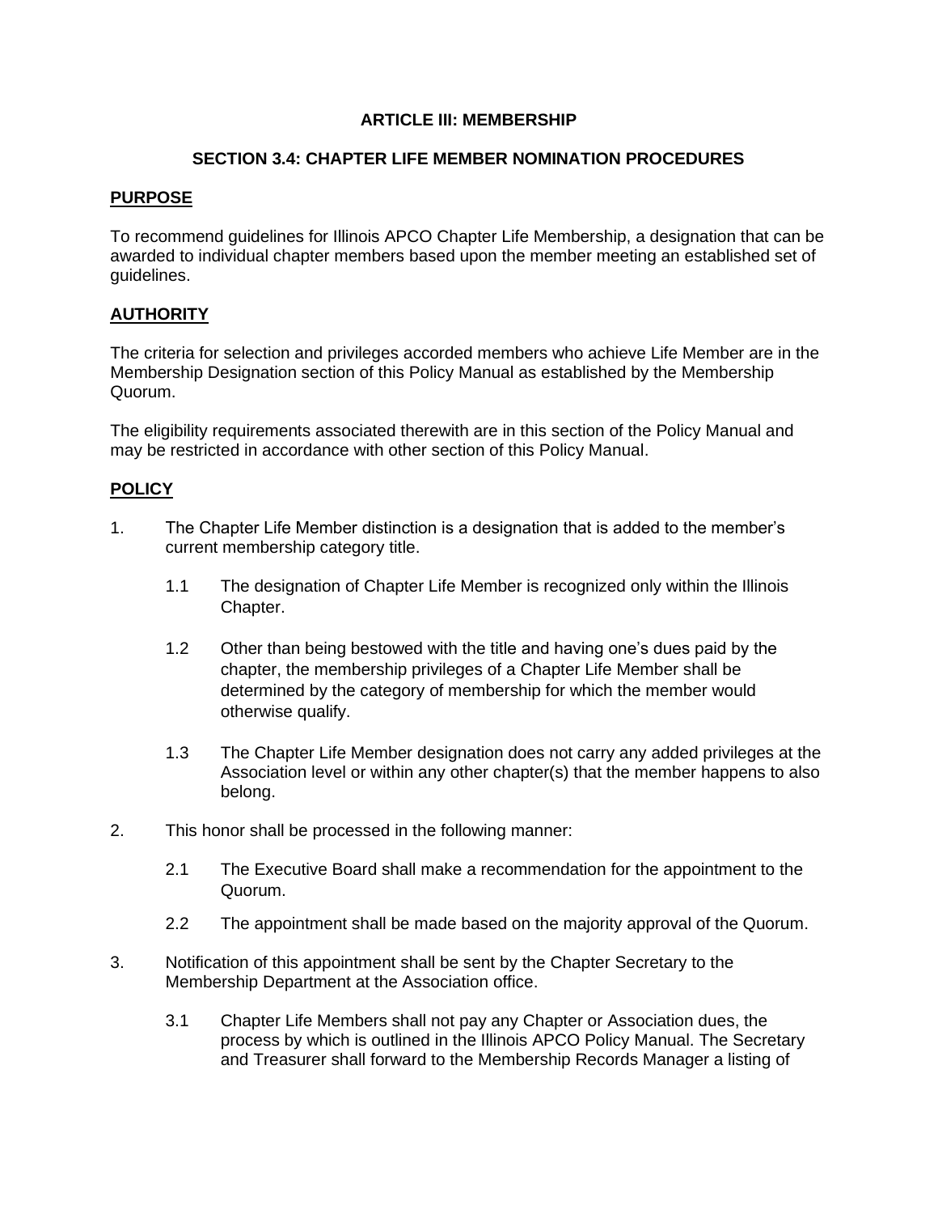## ARTICLE III: MEMBERSHIP

### SECTION 3.4: CHAPTER LIFE MEMBER NOMINATION PROCEDURES

**PURPOSE**

To recommend guidelines for Illinois APCO Chapter Life Membership, a designation that can be awarded to individual chapter members based upon the member meeting an established set of guidelines.

**AUTHORITY**

The criteria for selection and privileges accorded members who achieve Life Member are in the Membership Designation section of this Policy Manual as established by the Membership Quorum.

The eligibility requirements associated therewith are in this section of the Policy Manual and may be restricted in accordance with other section of this Policy Manual.

**POLICY**

1. The Chapter Life Member distinction is a designation that is added to the member's current membership category title.

   1.1 The designation of Chapter Life Member is recognized only within the Illinois Chapter.

   1.2 Other than being bestowed with the title and having one's dues paid by the chapter, the membership privileges of a Chapter Life Member shall be determined by the category of membership for which the member would otherwise qualify.

   1.3 The Chapter Life Member designation does not carry any added privileges at the Association level or within any other chapter(s) that the member happens to also belong.

2. This honor shall be processed in the following manner:

   2.1 The Executive Board shall make a recommendation for the appointment to the Quorum.

   2.2 The appointment shall be made based on the majority approval of the Quorum.

3. Notification of this appointment shall be sent by the Chapter Secretary to the Membership Department at the Association office.

   3.1 Chapter Life Members shall not pay any Chapter or Association dues, the process by which is outlined in the Illinois APCO Policy Manual. The Secretary and Treasurer shall forward to the Membership Records Manager a listing of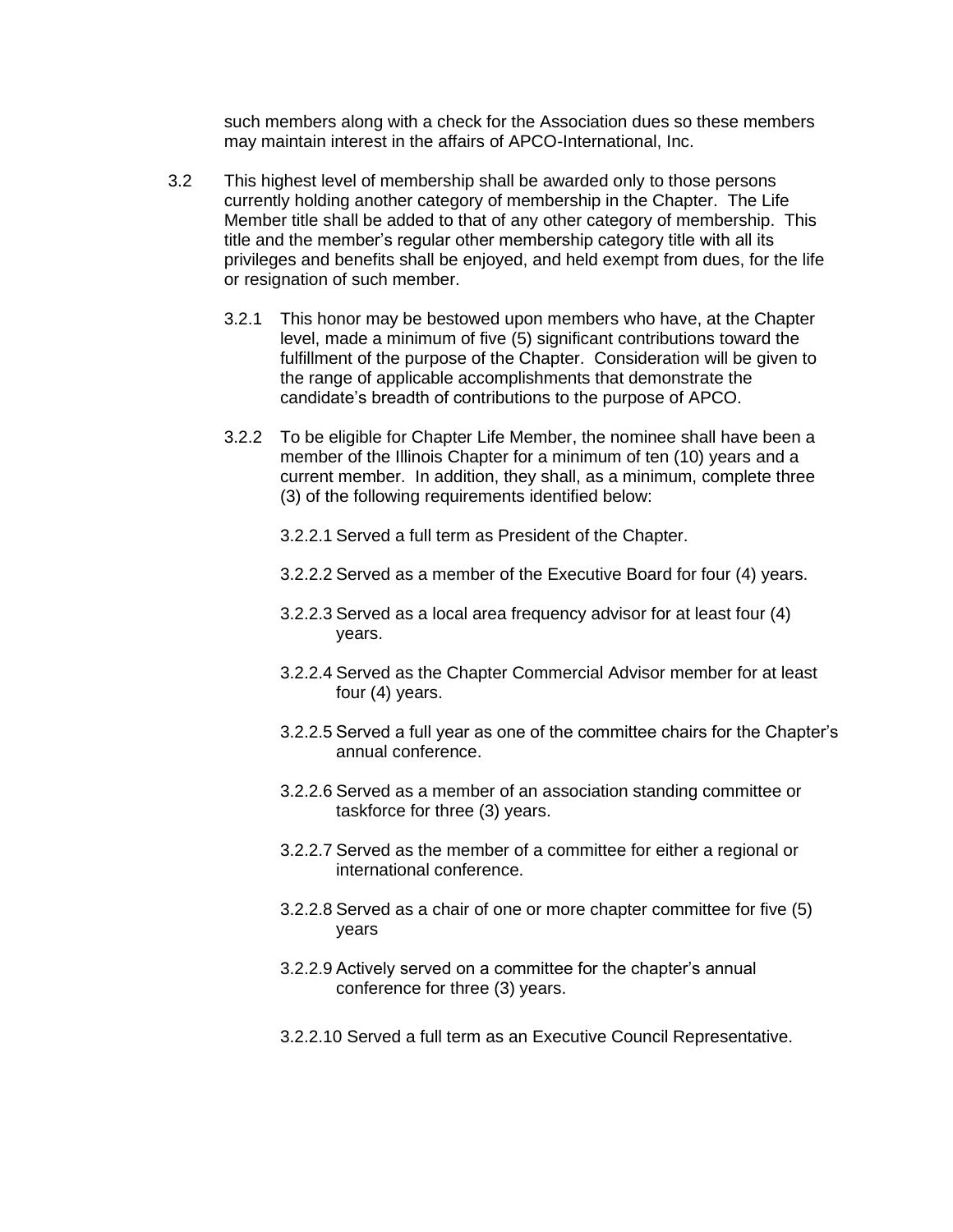such members along with a check for the Association dues so these members may maintain interest in the affairs of APCO-International, Inc.

3.2 This highest level of membership shall be awarded only to those persons currently holding another category of membership in the Chapter. The Life Member title shall be added to that of any other category of membership. This title and the member's regular other membership category title with all its privileges and benefits shall be enjoyed, and held exempt from dues, for the life or resignation of such member.

3.2.1 This honor may be bestowed upon members who have, at the Chapter level, made a minimum of five (5) significant contributions toward the fulfillment of the purpose of the Chapter. Consideration will be given to the range of applicable accomplishments that demonstrate the candidate's breadth of contributions to the purpose of APCO.

3.2.2 To be eligible for Chapter Life Member, the nominee shall have been a member of the Illinois Chapter for a minimum of ten (10) years and a current member. In addition, they shall, as a minimum, complete three (3) of the following requirements identified below:

3.2.2.1 Served a full term as President of the Chapter.

3.2.2.2 Served as a member of the Executive Board for four (4) years.

3.2.2.3 Served as a local area frequency advisor for at least four (4) years.

3.2.2.4 Served as the Chapter Commercial Advisor member for at least four (4) years.

3.2.2.5 Served a full year as one of the committee chairs for the Chapter's annual conference.

3.2.2.6 Served as a member of an association standing committee or taskforce for three (3) years.

3.2.2.7 Served as the member of a committee for either a regional or international conference.

3.2.2.8 Served as a chair of one or more chapter committee for five (5) years

3.2.2.9 Actively served on a committee for the chapter's annual conference for three (3) years.

3.2.2.10 Served a full term as an Executive Council Representative.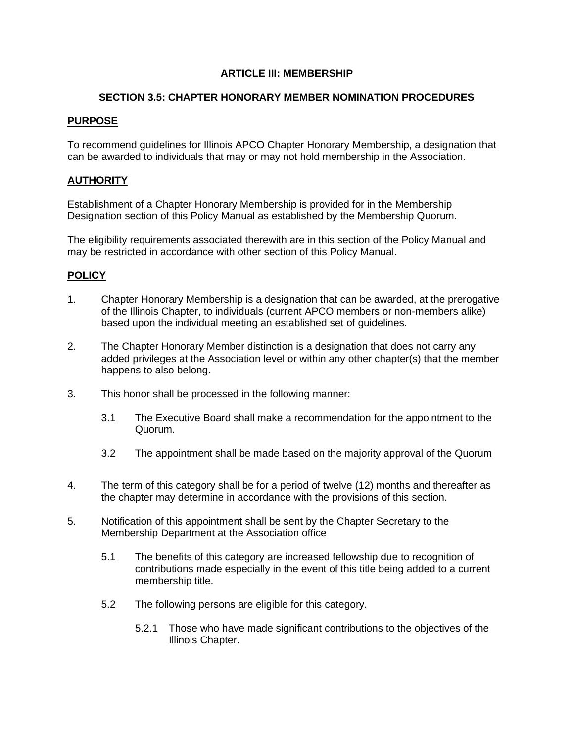## ARTICLE III: MEMBERSHIP

### SECTION 3.5: CHAPTER HONORARY MEMBER NOMINATION PROCEDURES

**PURPOSE**

To recommend guidelines for Illinois APCO Chapter Honorary Membership, a designation that can be awarded to individuals that may or may not hold membership in the Association.

**AUTHORITY**

Establishment of a Chapter Honorary Membership is provided for in the Membership Designation section of this Policy Manual as established by the Membership Quorum.

The eligibility requirements associated therewith are in this section of the Policy Manual and may be restricted in accordance with other section of this Policy Manual.

**POLICY**

1. Chapter Honorary Membership is a designation that can be awarded, at the prerogative of the Illinois Chapter, to individuals (current APCO members or non-members alike) based upon the individual meeting an established set of guidelines.

2. The Chapter Honorary Member distinction is a designation that does not carry any added privileges at the Association level or within any other chapter(s) that the member happens to also belong.

3. This honor shall be processed in the following manner:

   3.1 The Executive Board shall make a recommendation for the appointment to the Quorum.

   3.2 The appointment shall be made based on the majority approval of the Quorum

4. The term of this category shall be for a period of twelve (12) months and thereafter as the chapter may determine in accordance with the provisions of this section.

5. Notification of this appointment shall be sent by the Chapter Secretary to the Membership Department at the Association office

   5.1 The benefits of this category are increased fellowship due to recognition of contributions made especially in the event of this title being added to a current membership title.

   5.2 The following persons are eligible for this category.

      5.2.1 Those who have made significant contributions to the objectives of the Illinois Chapter.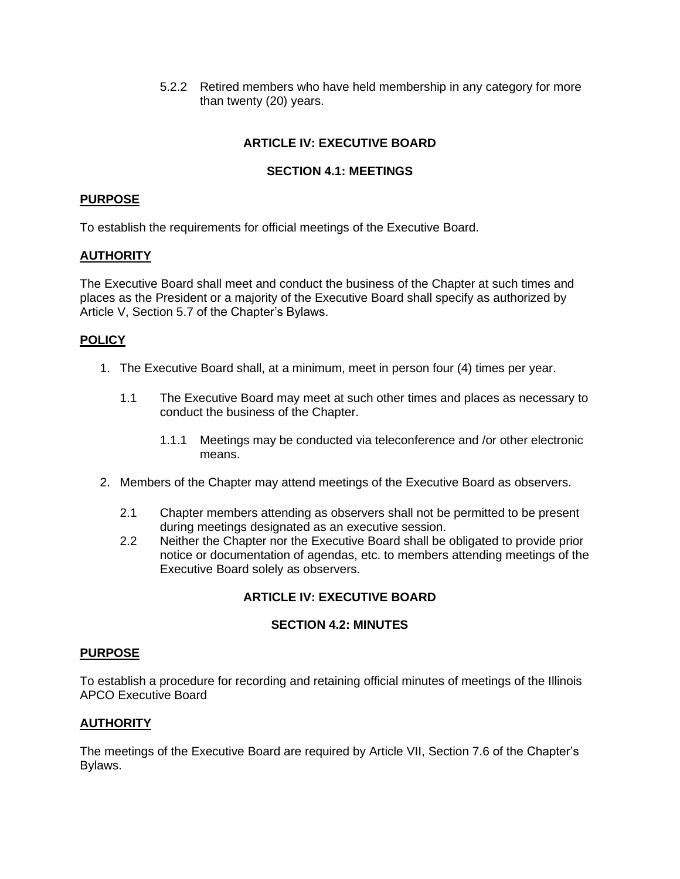5.2.2 Retired members who have held membership in any category for more than twenty (20) years.

## ARTICLE IV: EXECUTIVE BOARD

### SECTION 4.1: MEETINGS

**PURPOSE**

To establish the requirements for official meetings of the Executive Board.

**AUTHORITY**

The Executive Board shall meet and conduct the business of the Chapter at such times and places as the President or a majority of the Executive Board shall specify as authorized by Article V, Section 5.7 of the Chapter's Bylaws.

**POLICY**

1. The Executive Board shall, at a minimum, meet in person four (4) times per year.

   1.1 The Executive Board may meet at such other times and places as necessary to conduct the business of the Chapter.

      1.1.1 Meetings may be conducted via teleconference and /or other electronic means.

2. Members of the Chapter may attend meetings of the Executive Board as observers.

   2.1 Chapter members attending as observers shall not be permitted to be present during meetings designated as an executive session.

   2.2 Neither the Chapter nor the Executive Board shall be obligated to provide prior notice or documentation of agendas, etc. to members attending meetings of the Executive Board solely as observers.

## ARTICLE IV: EXECUTIVE BOARD

### SECTION 4.2: MINUTES

**PURPOSE**

To establish a procedure for recording and retaining official minutes of meetings of the Illinois APCO Executive Board

**AUTHORITY**

The meetings of the Executive Board are required by Article VII, Section 7.6 of the Chapter's Bylaws.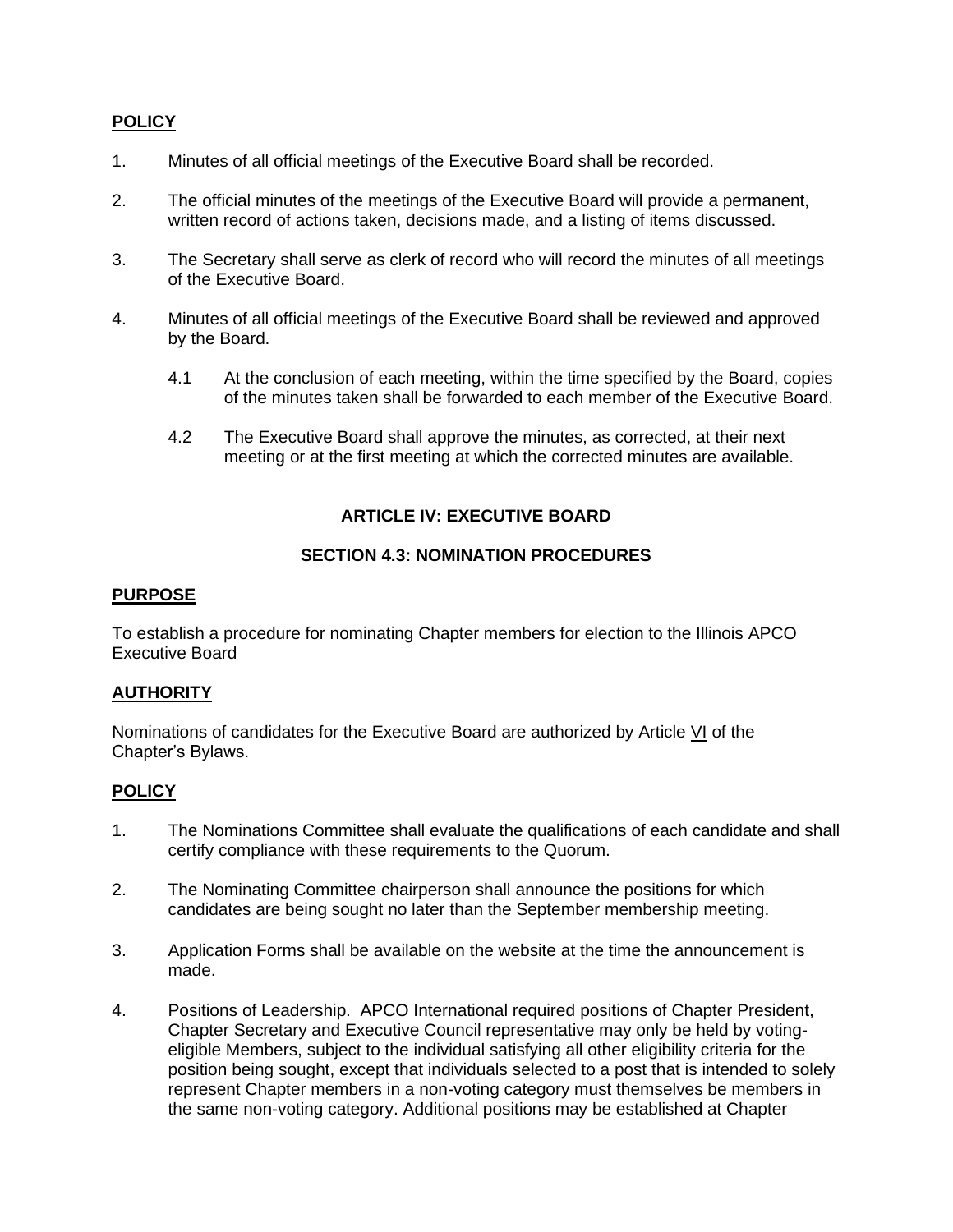**POLICY**

1. Minutes of all official meetings of the Executive Board shall be recorded.

2. The official minutes of the meetings of the Executive Board will provide a permanent, written record of actions taken, decisions made, and a listing of items discussed.

3. The Secretary shall serve as clerk of record who will record the minutes of all meetings of the Executive Board.

4. Minutes of all official meetings of the Executive Board shall be reviewed and approved by the Board.

    4.1 At the conclusion of each meeting, within the time specified by the Board, copies of the minutes taken shall be forwarded to each member of the Executive Board.

    4.2 The Executive Board shall approve the minutes, as corrected, at their next meeting or at the first meeting at which the corrected minutes are available.

## ARTICLE IV: EXECUTIVE BOARD

### SECTION 4.3: NOMINATION PROCEDURES

**PURPOSE**

To establish a procedure for nominating Chapter members for election to the Illinois APCO Executive Board

**AUTHORITY**

Nominations of candidates for the Executive Board are authorized by Article VI of the Chapter's Bylaws.

**POLICY**

1. The Nominations Committee shall evaluate the qualifications of each candidate and shall certify compliance with these requirements to the Quorum.

2. The Nominating Committee chairperson shall announce the positions for which candidates are being sought no later than the September membership meeting.

3. Application Forms shall be available on the website at the time the announcement is made.

4. Positions of Leadership. APCO International required positions of Chapter President, Chapter Secretary and Executive Council representative may only be held by voting-eligible Members, subject to the individual satisfying all other eligibility criteria for the position being sought, except that individuals selected to a post that is intended to solely represent Chapter members in a non-voting category must themselves be members in the same non-voting category. Additional positions may be established at Chapter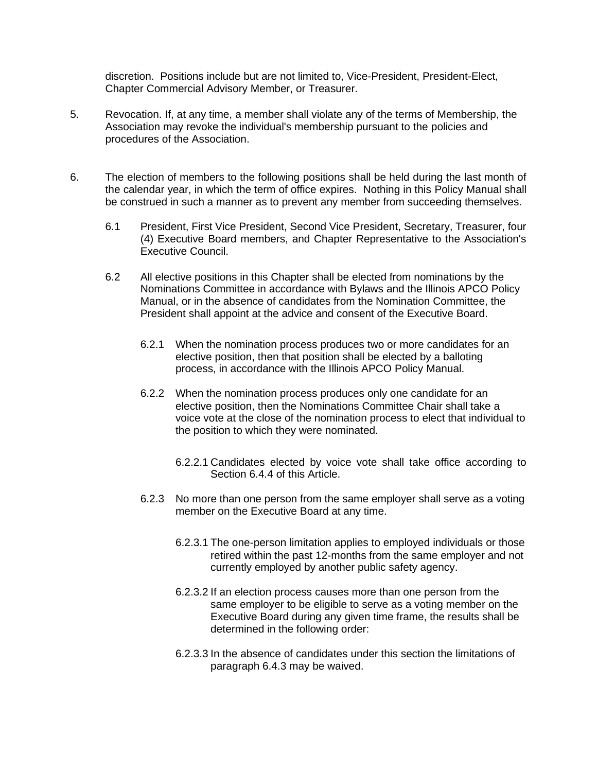discretion. Positions include but are not limited to, Vice-President, President-Elect, Chapter Commercial Advisory Member, or Treasurer.

5. Revocation. If, at any time, a member shall violate any of the terms of Membership, the Association may revoke the individual's membership pursuant to the policies and procedures of the Association.

6. The election of members to the following positions shall be held during the last month of the calendar year, in which the term of office expires. Nothing in this Policy Manual shall be construed in such a manner as to prevent any member from succeeding themselves.

   6.1 President, First Vice President, Second Vice President, Secretary, Treasurer, four (4) Executive Board members, and Chapter Representative to the Association's Executive Council.

   6.2 All elective positions in this Chapter shall be elected from nominations by the Nominations Committee in accordance with Bylaws and the Illinois APCO Policy Manual, or in the absence of candidates from the Nomination Committee, the President shall appoint at the advice and consent of the Executive Board.

      6.2.1 When the nomination process produces two or more candidates for an elective position, then that position shall be elected by a balloting process, in accordance with the Illinois APCO Policy Manual.

      6.2.2 When the nomination process produces only one candidate for an elective position, then the Nominations Committee Chair shall take a voice vote at the close of the nomination process to elect that individual to the position to which they were nominated.

         6.2.2.1 Candidates elected by voice vote shall take office according to Section 6.4.4 of this Article.

      6.2.3 No more than one person from the same employer shall serve as a voting member on the Executive Board at any time.

         6.2.3.1 The one-person limitation applies to employed individuals or those retired within the past 12-months from the same employer and not currently employed by another public safety agency.

         6.2.3.2 If an election process causes more than one person from the same employer to be eligible to serve as a voting member on the Executive Board during any given time frame, the results shall be determined in the following order:

         6.2.3.3 In the absence of candidates under this section the limitations of paragraph 6.4.3 may be waived.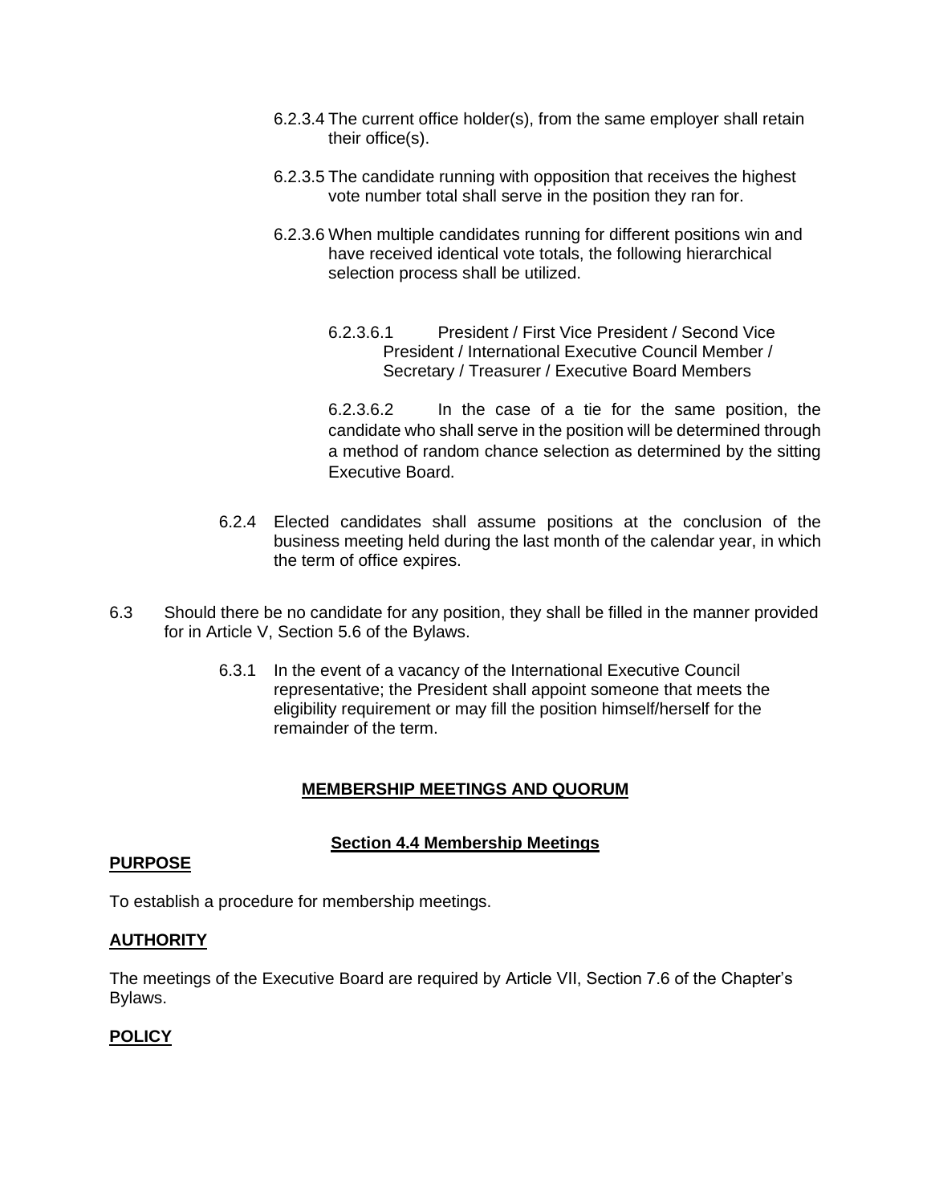6.2.3.4 The current office holder(s), from the same employer shall retain their office(s).

6.2.3.5 The candidate running with opposition that receives the highest vote number total shall serve in the position they ran for.

6.2.3.6 When multiple candidates running for different positions win and have received identical vote totals, the following hierarchical selection process shall be utilized.

6.2.3.6.1 President / First Vice President / Second Vice President / International Executive Council Member / Secretary / Treasurer / Executive Board Members

6.2.3.6.2 In the case of a tie for the same position, the candidate who shall serve in the position will be determined through a method of random chance selection as determined by the sitting Executive Board.

6.2.4 Elected candidates shall assume positions at the conclusion of the business meeting held during the last month of the calendar year, in which the term of office expires.

6.3 Should there be no candidate for any position, they shall be filled in the manner provided for in Article V, Section 5.6 of the Bylaws.

6.3.1 In the event of a vacancy of the International Executive Council representative; the President shall appoint someone that meets the eligibility requirement or may fill the position himself/herself for the remainder of the term.

## MEMBERSHIP MEETINGS AND QUORUM

### Section 4.4 Membership Meetings

**PURPOSE**

To establish a procedure for membership meetings.

**AUTHORITY**

The meetings of the Executive Board are required by Article VII, Section 7.6 of the Chapter's Bylaws.

**POLICY**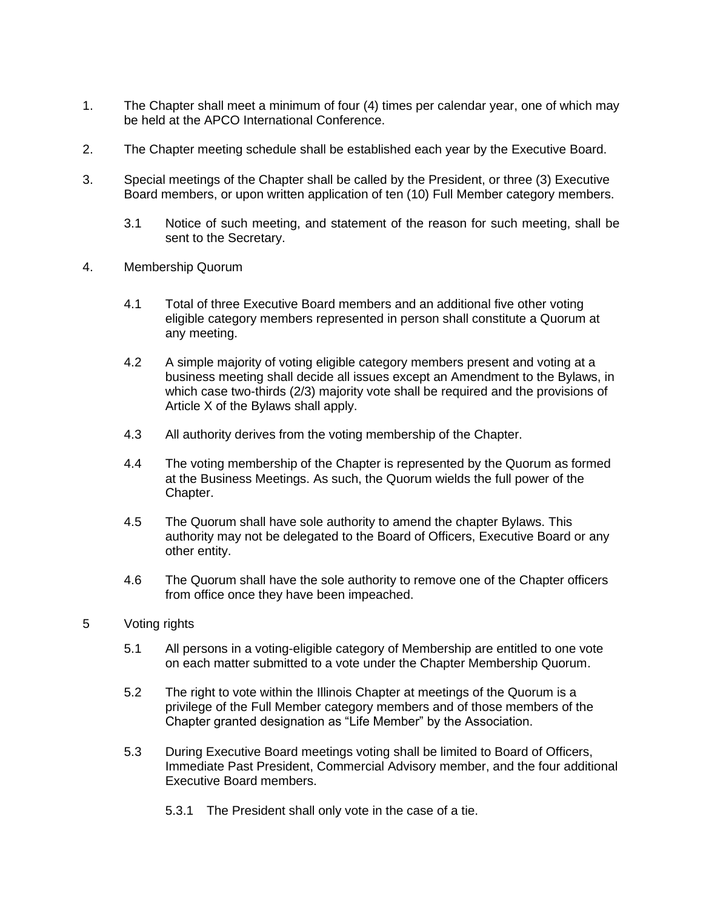1. The Chapter shall meet a minimum of four (4) times per calendar year, one of which may be held at the APCO International Conference.

2. The Chapter meeting schedule shall be established each year by the Executive Board.

3. Special meetings of the Chapter shall be called by the President, or three (3) Executive Board members, or upon written application of ten (10) Full Member category members.

   3.1 Notice of such meeting, and statement of the reason for such meeting, shall be sent to the Secretary.

4. Membership Quorum

   4.1 Total of three Executive Board members and an additional five other voting eligible category members represented in person shall constitute a Quorum at any meeting.

   4.2 A simple majority of voting eligible category members present and voting at a business meeting shall decide all issues except an Amendment to the Bylaws, in which case two-thirds (2/3) majority vote shall be required and the provisions of Article X of the Bylaws shall apply.

   4.3 All authority derives from the voting membership of the Chapter.

   4.4 The voting membership of the Chapter is represented by the Quorum as formed at the Business Meetings. As such, the Quorum wields the full power of the Chapter.

   4.5 The Quorum shall have sole authority to amend the chapter Bylaws. This authority may not be delegated to the Board of Officers, Executive Board or any other entity.

   4.6 The Quorum shall have the sole authority to remove one of the Chapter officers from office once they have been impeached.

5 Voting rights

   5.1 All persons in a voting-eligible category of Membership are entitled to one vote on each matter submitted to a vote under the Chapter Membership Quorum.

   5.2 The right to vote within the Illinois Chapter at meetings of the Quorum is a privilege of the Full Member category members and of those members of the Chapter granted designation as "Life Member" by the Association.

   5.3 During Executive Board meetings voting shall be limited to Board of Officers, Immediate Past President, Commercial Advisory member, and the four additional Executive Board members.

      5.3.1 The President shall only vote in the case of a tie.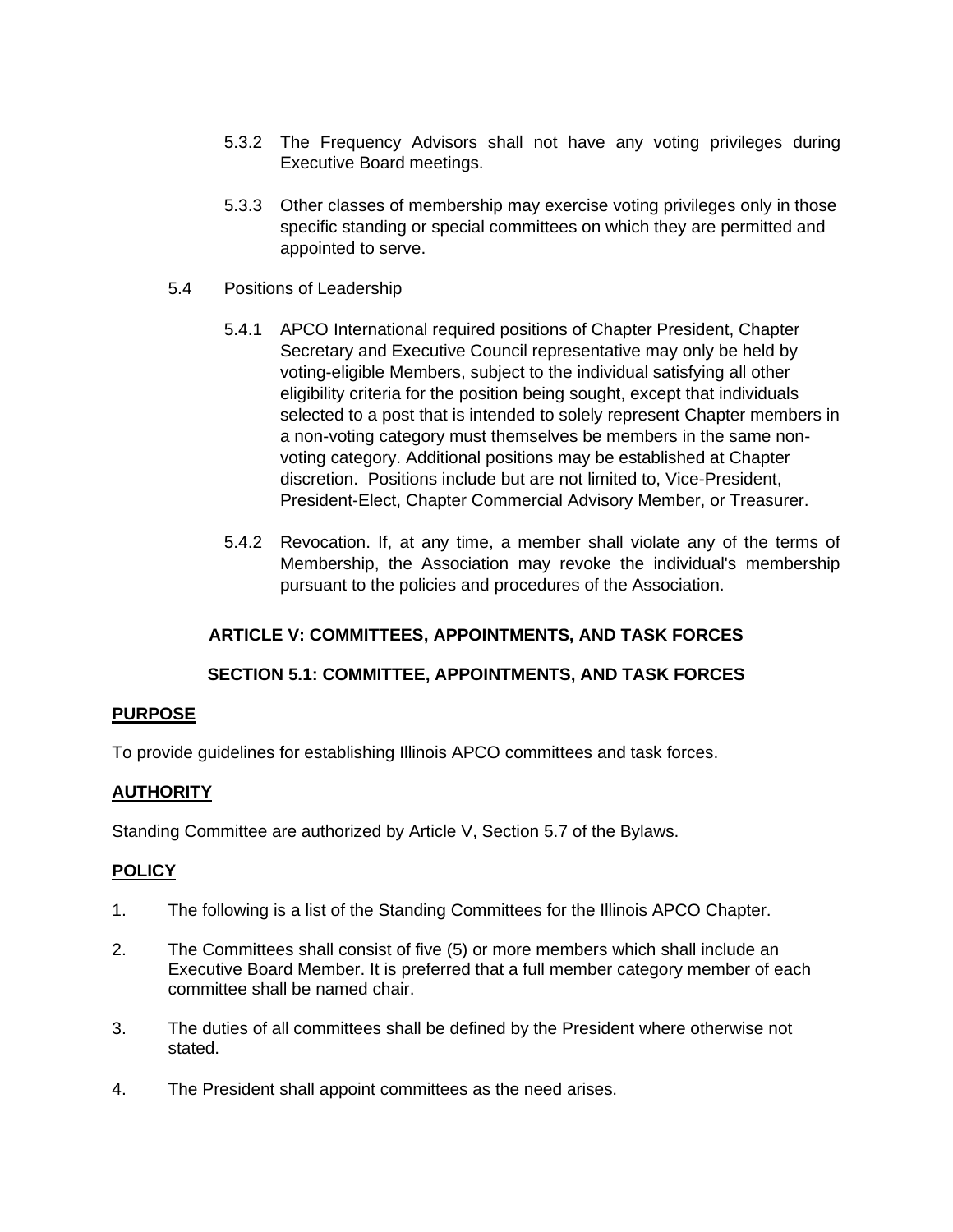5.3.2 The Frequency Advisors shall not have any voting privileges during Executive Board meetings.

5.3.3 Other classes of membership may exercise voting privileges only in those specific standing or special committees on which they are permitted and appointed to serve.

5.4 Positions of Leadership

5.4.1 APCO International required positions of Chapter President, Chapter Secretary and Executive Council representative may only be held by voting-eligible Members, subject to the individual satisfying all other eligibility criteria for the position being sought, except that individuals selected to a post that is intended to solely represent Chapter members in a non-voting category must themselves be members in the same non-voting category. Additional positions may be established at Chapter discretion. Positions include but are not limited to, Vice-President, President-Elect, Chapter Commercial Advisory Member, or Treasurer.

5.4.2 Revocation. If, at any time, a member shall violate any of the terms of Membership, the Association may revoke the individual's membership pursuant to the policies and procedures of the Association.

## ARTICLE V: COMMITTEES, APPOINTMENTS, AND TASK FORCES

## SECTION 5.1: COMMITTEE, APPOINTMENTS, AND TASK FORCES

### PURPOSE

To provide guidelines for establishing Illinois APCO committees and task forces.

### AUTHORITY

Standing Committee are authorized by Article V, Section 5.7 of the Bylaws.

### POLICY

1. The following is a list of the Standing Committees for the Illinois APCO Chapter.
2. The Committees shall consist of five (5) or more members which shall include an Executive Board Member. It is preferred that a full member category member of each committee shall be named chair.
3. The duties of all committees shall be defined by the President where otherwise not stated.
4. The President shall appoint committees as the need arises.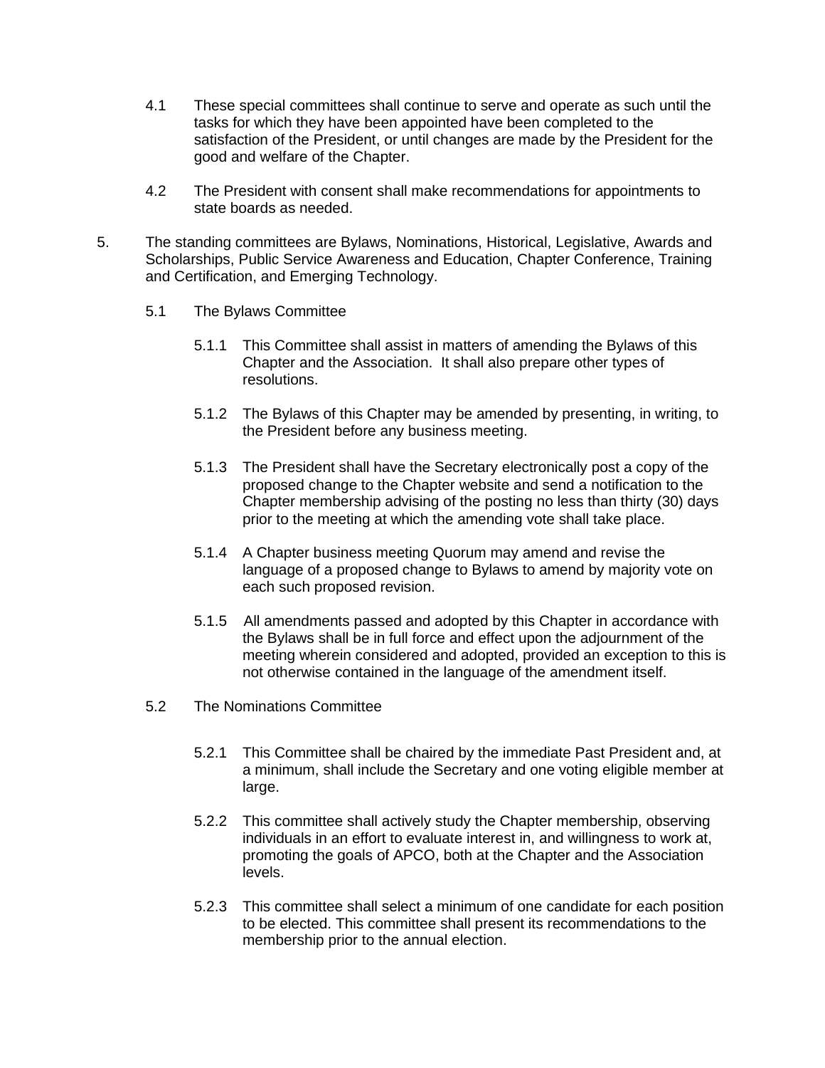4.1 These special committees shall continue to serve and operate as such until the tasks for which they have been appointed have been completed to the satisfaction of the President, or until changes are made by the President for the good and welfare of the Chapter.

4.2 The President with consent shall make recommendations for appointments to state boards as needed.

5. The standing committees are Bylaws, Nominations, Historical, Legislative, Awards and Scholarships, Public Service Awareness and Education, Chapter Conference, Training and Certification, and Emerging Technology.

5.1 The Bylaws Committee

5.1.1 This Committee shall assist in matters of amending the Bylaws of this Chapter and the Association. It shall also prepare other types of resolutions.

5.1.2 The Bylaws of this Chapter may be amended by presenting, in writing, to the President before any business meeting.

5.1.3 The President shall have the Secretary electronically post a copy of the proposed change to the Chapter website and send a notification to the Chapter membership advising of the posting no less than thirty (30) days prior to the meeting at which the amending vote shall take place.

5.1.4 A Chapter business meeting Quorum may amend and revise the language of a proposed change to Bylaws to amend by majority vote on each such proposed revision.

5.1.5 All amendments passed and adopted by this Chapter in accordance with the Bylaws shall be in full force and effect upon the adjournment of the meeting wherein considered and adopted, provided an exception to this is not otherwise contained in the language of the amendment itself.

5.2 The Nominations Committee

5.2.1 This Committee shall be chaired by the immediate Past President and, at a minimum, shall include the Secretary and one voting eligible member at large.

5.2.2 This committee shall actively study the Chapter membership, observing individuals in an effort to evaluate interest in, and willingness to work at, promoting the goals of APCO, both at the Chapter and the Association levels.

5.2.3 This committee shall select a minimum of one candidate for each position to be elected. This committee shall present its recommendations to the membership prior to the annual election.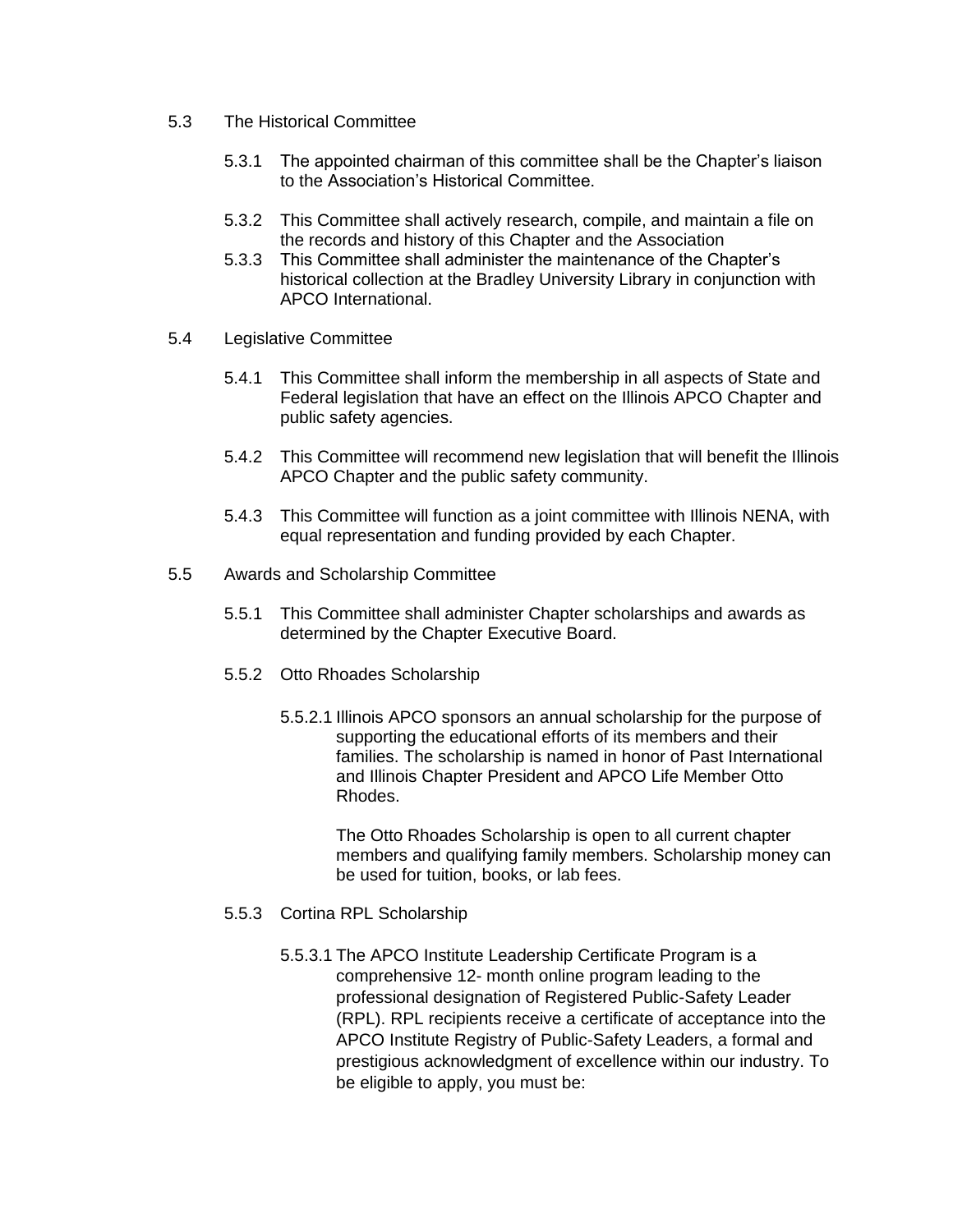5.3 The Historical Committee

5.3.1 The appointed chairman of this committee shall be the Chapter's liaison to the Association's Historical Committee.

5.3.2 This Committee shall actively research, compile, and maintain a file on the records and history of this Chapter and the Association

5.3.3 This Committee shall administer the maintenance of the Chapter's historical collection at the Bradley University Library in conjunction with APCO International.

5.4 Legislative Committee

5.4.1 This Committee shall inform the membership in all aspects of State and Federal legislation that have an effect on the Illinois APCO Chapter and public safety agencies.

5.4.2 This Committee will recommend new legislation that will benefit the Illinois APCO Chapter and the public safety community.

5.4.3 This Committee will function as a joint committee with Illinois NENA, with equal representation and funding provided by each Chapter.

5.5 Awards and Scholarship Committee

5.5.1 This Committee shall administer Chapter scholarships and awards as determined by the Chapter Executive Board.

5.5.2 Otto Rhoades Scholarship

5.5.2.1 Illinois APCO sponsors an annual scholarship for the purpose of supporting the educational efforts of its members and their families. The scholarship is named in honor of Past International and Illinois Chapter President and APCO Life Member Otto Rhodes.

The Otto Rhoades Scholarship is open to all current chapter members and qualifying family members. Scholarship money can be used for tuition, books, or lab fees.

5.5.3 Cortina RPL Scholarship

5.5.3.1 The APCO Institute Leadership Certificate Program is a comprehensive 12- month online program leading to the professional designation of Registered Public-Safety Leader (RPL). RPL recipients receive a certificate of acceptance into the APCO Institute Registry of Public-Safety Leaders, a formal and prestigious acknowledgment of excellence within our industry. To be eligible to apply, you must be: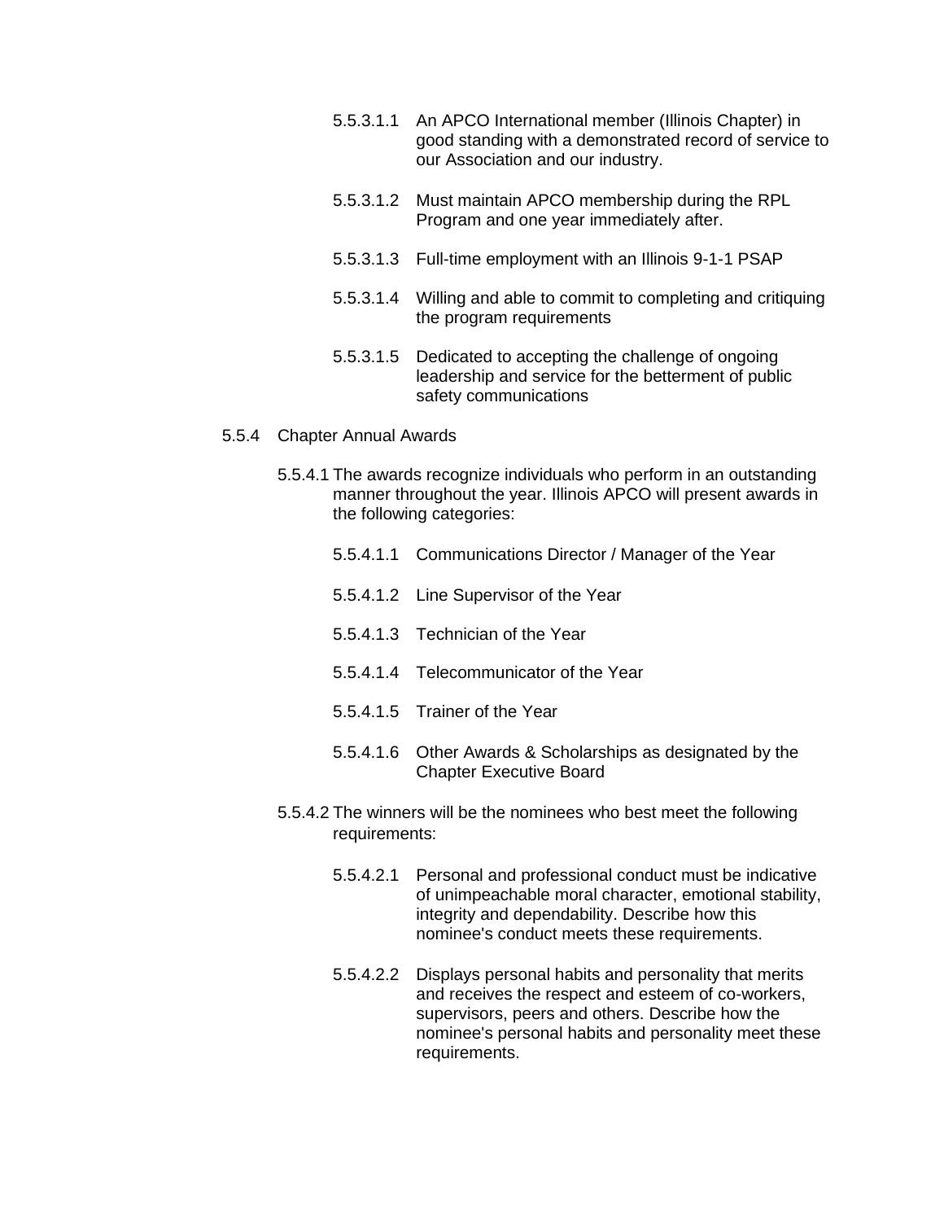5.5.3.1.1 An APCO International member (Illinois Chapter) in good standing with a demonstrated record of service to our Association and our industry.

5.5.3.1.2 Must maintain APCO membership during the RPL Program and one year immediately after.

5.5.3.1.3 Full-time employment with an Illinois 9-1-1 PSAP

5.5.3.1.4 Willing and able to commit to completing and critiquing the program requirements

5.5.3.1.5 Dedicated to accepting the challenge of ongoing leadership and service for the betterment of public safety communications

5.5.4 Chapter Annual Awards

5.5.4.1 The awards recognize individuals who perform in an outstanding manner throughout the year. Illinois APCO will present awards in the following categories:

5.5.4.1.1 Communications Director / Manager of the Year

5.5.4.1.2 Line Supervisor of the Year

5.5.4.1.3 Technician of the Year

5.5.4.1.4 Telecommunicator of the Year

5.5.4.1.5 Trainer of the Year

5.5.4.1.6 Other Awards & Scholarships as designated by the Chapter Executive Board

5.5.4.2 The winners will be the nominees who best meet the following requirements:

5.5.4.2.1 Personal and professional conduct must be indicative of unimpeachable moral character, emotional stability, integrity and dependability. Describe how this nominee's conduct meets these requirements.

5.5.4.2.2 Displays personal habits and personality that merits and receives the respect and esteem of co-workers, supervisors, peers and others. Describe how the nominee's personal habits and personality meet these requirements.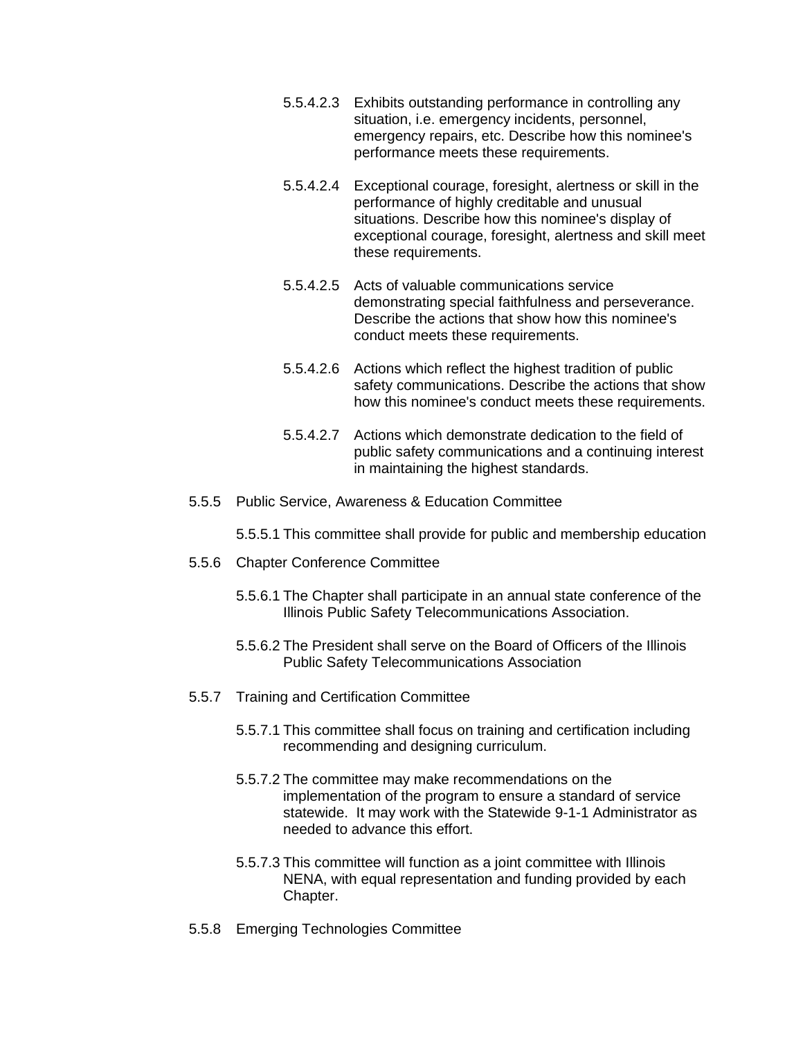5.5.4.2.3 Exhibits outstanding performance in controlling any situation, i.e. emergency incidents, personnel, emergency repairs, etc. Describe how this nominee's performance meets these requirements.

5.5.4.2.4 Exceptional courage, foresight, alertness or skill in the performance of highly creditable and unusual situations. Describe how this nominee's display of exceptional courage, foresight, alertness and skill meet these requirements.

5.5.4.2.5 Acts of valuable communications service demonstrating special faithfulness and perseverance. Describe the actions that show how this nominee's conduct meets these requirements.

5.5.4.2.6 Actions which reflect the highest tradition of public safety communications. Describe the actions that show how this nominee's conduct meets these requirements.

5.5.4.2.7 Actions which demonstrate dedication to the field of public safety communications and a continuing interest in maintaining the highest standards.

5.5.5 Public Service, Awareness & Education Committee

5.5.5.1 This committee shall provide for public and membership education

5.5.6 Chapter Conference Committee

5.5.6.1 The Chapter shall participate in an annual state conference of the Illinois Public Safety Telecommunications Association.

5.5.6.2 The President shall serve on the Board of Officers of the Illinois Public Safety Telecommunications Association

5.5.7 Training and Certification Committee

5.5.7.1 This committee shall focus on training and certification including recommending and designing curriculum.

5.5.7.2 The committee may make recommendations on the implementation of the program to ensure a standard of service statewide. It may work with the Statewide 9-1-1 Administrator as needed to advance this effort.

5.5.7.3 This committee will function as a joint committee with Illinois NENA, with equal representation and funding provided by each Chapter.

5.5.8 Emerging Technologies Committee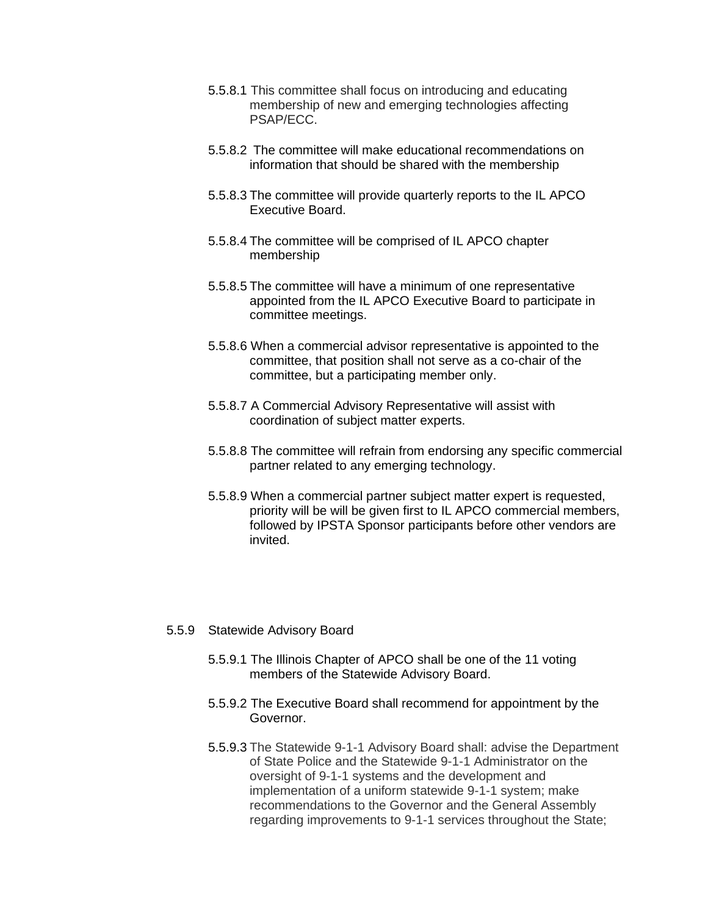5.5.8.1 This committee shall focus on introducing and educating membership of new and emerging technologies affecting PSAP/ECC.

5.5.8.2 The committee will make educational recommendations on information that should be shared with the membership

5.5.8.3 The committee will provide quarterly reports to the IL APCO Executive Board.

5.5.8.4 The committee will be comprised of IL APCO chapter membership

5.5.8.5 The committee will have a minimum of one representative appointed from the IL APCO Executive Board to participate in committee meetings.

5.5.8.6 When a commercial advisor representative is appointed to the committee, that position shall not serve as a co-chair of the committee, but a participating member only.

5.5.8.7 A Commercial Advisory Representative will assist with coordination of subject matter experts.

5.5.8.8 The committee will refrain from endorsing any specific commercial partner related to any emerging technology.

5.5.8.9 When a commercial partner subject matter expert is requested, priority will be will be given first to IL APCO commercial members, followed by IPSTA Sponsor participants before other vendors are invited.

5.5.9 Statewide Advisory Board

5.5.9.1 The Illinois Chapter of APCO shall be one of the 11 voting members of the Statewide Advisory Board.

5.5.9.2 The Executive Board shall recommend for appointment by the Governor.

5.5.9.3 The Statewide 9-1-1 Advisory Board shall: advise the Department of State Police and the Statewide 9-1-1 Administrator on the oversight of 9-1-1 systems and the development and implementation of a uniform statewide 9-1-1 system; make recommendations to the Governor and the General Assembly regarding improvements to 9-1-1 services throughout the State;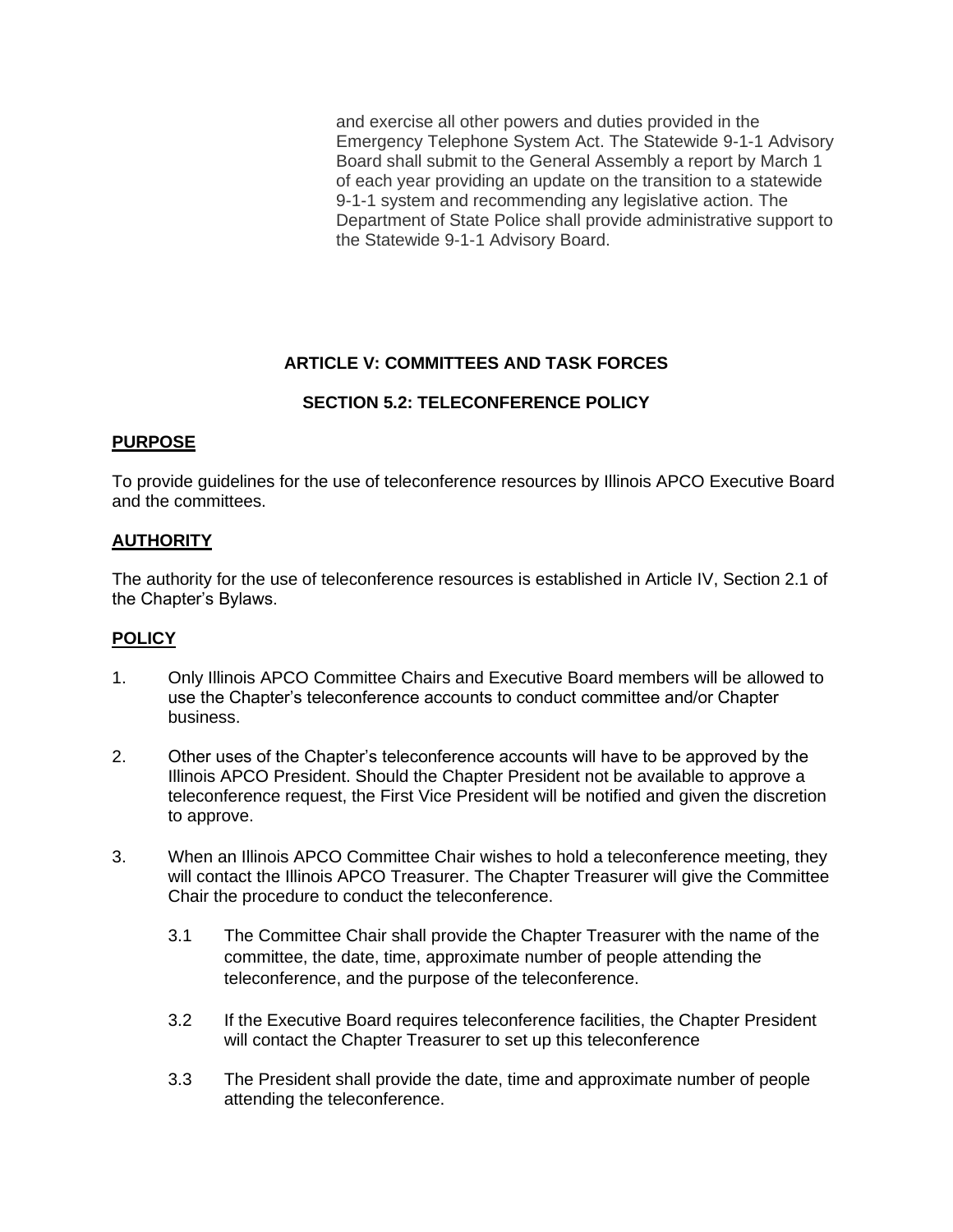and exercise all other powers and duties provided in the Emergency Telephone System Act. The Statewide 9-1-1 Advisory Board shall submit to the General Assembly a report by March 1 of each year providing an update on the transition to a statewide 9-1-1 system and recommending any legislative action. The Department of State Police shall provide administrative support to the Statewide 9-1-1 Advisory Board.

## ARTICLE V: COMMITTEES AND TASK FORCES

### SECTION 5.2: TELECONFERENCE POLICY

**PURPOSE**

To provide guidelines for the use of teleconference resources by Illinois APCO Executive Board and the committees.

**AUTHORITY**

The authority for the use of teleconference resources is established in Article IV, Section 2.1 of the Chapter's Bylaws.

**POLICY**

1. Only Illinois APCO Committee Chairs and Executive Board members will be allowed to use the Chapter's teleconference accounts to conduct committee and/or Chapter business.

2. Other uses of the Chapter's teleconference accounts will have to be approved by the Illinois APCO President. Should the Chapter President not be available to approve a teleconference request, the First Vice President will be notified and given the discretion to approve.

3. When an Illinois APCO Committee Chair wishes to hold a teleconference meeting, they will contact the Illinois APCO Treasurer. The Chapter Treasurer will give the Committee Chair the procedure to conduct the teleconference.

   3.1 The Committee Chair shall provide the Chapter Treasurer with the name of the committee, the date, time, approximate number of people attending the teleconference, and the purpose of the teleconference.

   3.2 If the Executive Board requires teleconference facilities, the Chapter President will contact the Chapter Treasurer to set up this teleconference

   3.3 The President shall provide the date, time and approximate number of people attending the teleconference.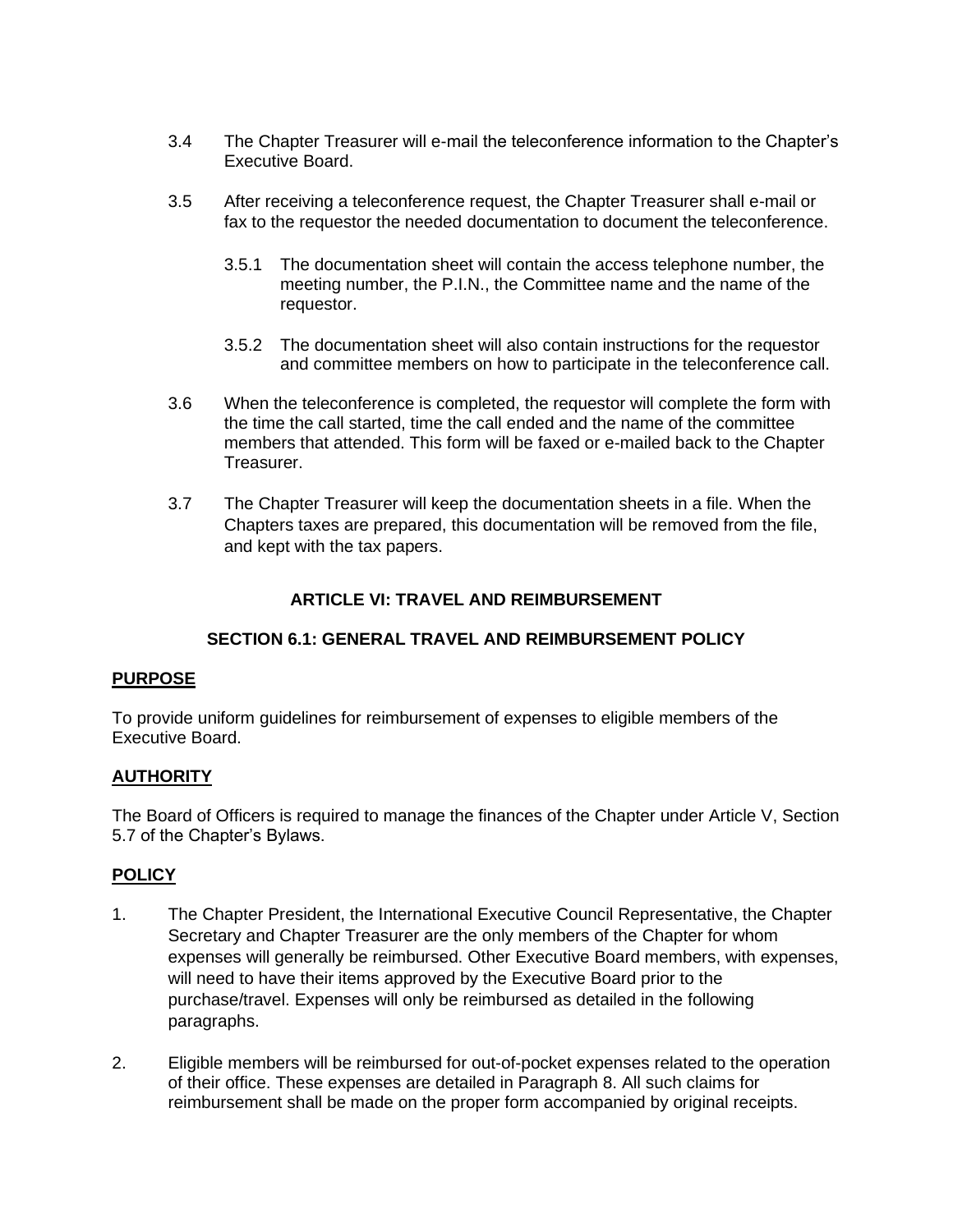3.4 The Chapter Treasurer will e-mail the teleconference information to the Chapter's Executive Board.

3.5 After receiving a teleconference request, the Chapter Treasurer shall e-mail or fax to the requestor the needed documentation to document the teleconference.

3.5.1 The documentation sheet will contain the access telephone number, the meeting number, the P.I.N., the Committee name and the name of the requestor.

3.5.2 The documentation sheet will also contain instructions for the requestor and committee members on how to participate in the teleconference call.

3.6 When the teleconference is completed, the requestor will complete the form with the time the call started, time the call ended and the name of the committee members that attended. This form will be faxed or e-mailed back to the Chapter Treasurer.

3.7 The Chapter Treasurer will keep the documentation sheets in a file. When the Chapters taxes are prepared, this documentation will be removed from the file, and kept with the tax papers.

## ARTICLE VI: TRAVEL AND REIMBURSEMENT

### SECTION 6.1: GENERAL TRAVEL AND REIMBURSEMENT POLICY

**PURPOSE**

To provide uniform guidelines for reimbursement of expenses to eligible members of the Executive Board.

**AUTHORITY**

The Board of Officers is required to manage the finances of the Chapter under Article V, Section 5.7 of the Chapter's Bylaws.

**POLICY**

1. The Chapter President, the International Executive Council Representative, the Chapter Secretary and Chapter Treasurer are the only members of the Chapter for whom expenses will generally be reimbursed. Other Executive Board members, with expenses, will need to have their items approved by the Executive Board prior to the purchase/travel. Expenses will only be reimbursed as detailed in the following paragraphs.

2. Eligible members will be reimbursed for out-of-pocket expenses related to the operation of their office. These expenses are detailed in Paragraph 8. All such claims for reimbursement shall be made on the proper form accompanied by original receipts.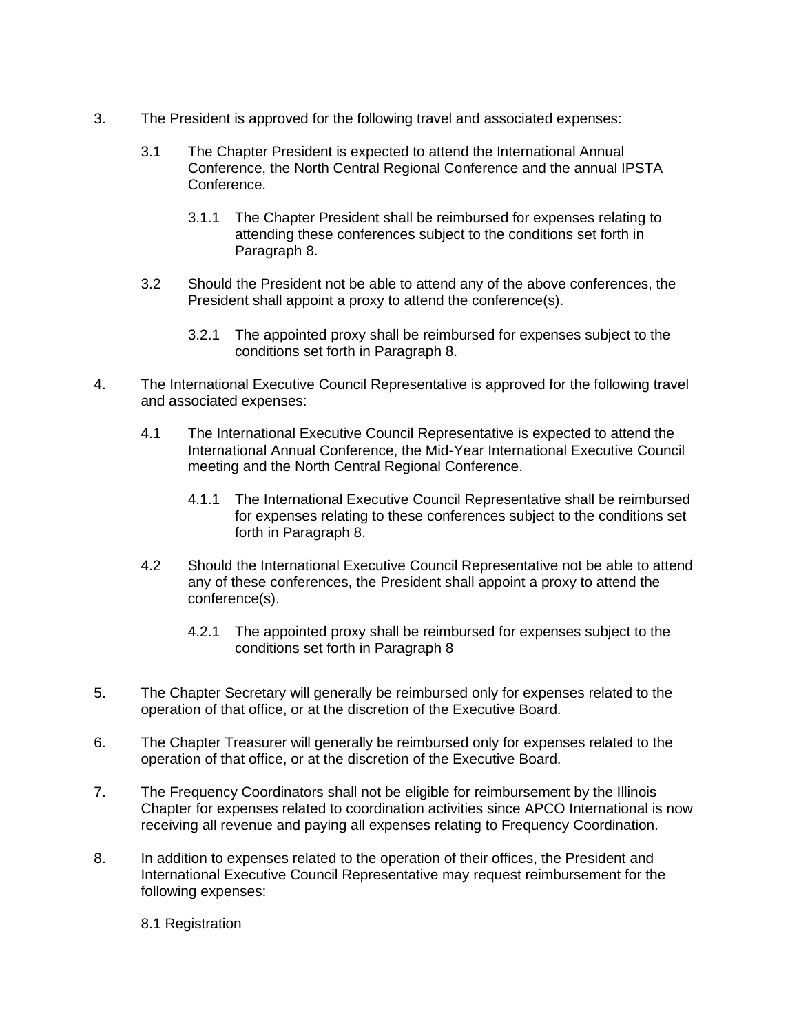3. The President is approved for the following travel and associated expenses:

   3.1 The Chapter President is expected to attend the International Annual Conference, the North Central Regional Conference and the annual IPSTA Conference.

      3.1.1 The Chapter President shall be reimbursed for expenses relating to attending these conferences subject to the conditions set forth in Paragraph 8.

   3.2 Should the President not be able to attend any of the above conferences, the President shall appoint a proxy to attend the conference(s).

      3.2.1 The appointed proxy shall be reimbursed for expenses subject to the conditions set forth in Paragraph 8.

4. The International Executive Council Representative is approved for the following travel and associated expenses:

   4.1 The International Executive Council Representative is expected to attend the International Annual Conference, the Mid-Year International Executive Council meeting and the North Central Regional Conference.

      4.1.1 The International Executive Council Representative shall be reimbursed for expenses relating to these conferences subject to the conditions set forth in Paragraph 8.

   4.2 Should the International Executive Council Representative not be able to attend any of these conferences, the President shall appoint a proxy to attend the conference(s).

      4.2.1 The appointed proxy shall be reimbursed for expenses subject to the conditions set forth in Paragraph 8

5. The Chapter Secretary will generally be reimbursed only for expenses related to the operation of that office, or at the discretion of the Executive Board.

6. The Chapter Treasurer will generally be reimbursed only for expenses related to the operation of that office, or at the discretion of the Executive Board.

7. The Frequency Coordinators shall not be eligible for reimbursement by the Illinois Chapter for expenses related to coordination activities since APCO International is now receiving all revenue and paying all expenses relating to Frequency Coordination.

8. In addition to expenses related to the operation of their offices, the President and International Executive Council Representative may request reimbursement for the following expenses:

   8.1 Registration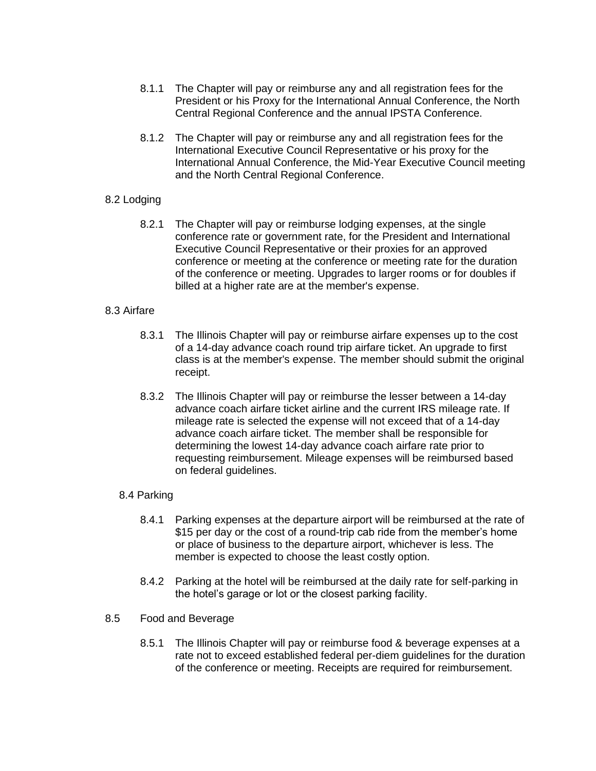8.1.1 The Chapter will pay or reimburse any and all registration fees for the President or his Proxy for the International Annual Conference, the North Central Regional Conference and the annual IPSTA Conference.

8.1.2 The Chapter will pay or reimburse any and all registration fees for the International Executive Council Representative or his proxy for the International Annual Conference, the Mid-Year Executive Council meeting and the North Central Regional Conference.

8.2 Lodging

8.2.1 The Chapter will pay or reimburse lodging expenses, at the single conference rate or government rate, for the President and International Executive Council Representative or their proxies for an approved conference or meeting at the conference or meeting rate for the duration of the conference or meeting. Upgrades to larger rooms or for doubles if billed at a higher rate are at the member's expense.

8.3 Airfare

8.3.1 The Illinois Chapter will pay or reimburse airfare expenses up to the cost of a 14-day advance coach round trip airfare ticket. An upgrade to first class is at the member's expense. The member should submit the original receipt.

8.3.2 The Illinois Chapter will pay or reimburse the lesser between a 14-day advance coach airfare ticket airline and the current IRS mileage rate. If mileage rate is selected the expense will not exceed that of a 14-day advance coach airfare ticket. The member shall be responsible for determining the lowest 14-day advance coach airfare rate prior to requesting reimbursement. Mileage expenses will be reimbursed based on federal guidelines.

8.4 Parking

8.4.1 Parking expenses at the departure airport will be reimbursed at the rate of $15 per day or the cost of a round-trip cab ride from the member's home or place of business to the departure airport, whichever is less. The member is expected to choose the least costly option.

8.4.2 Parking at the hotel will be reimbursed at the daily rate for self-parking in the hotel's garage or lot or the closest parking facility.

8.5 Food and Beverage

8.5.1 The Illinois Chapter will pay or reimburse food & beverage expenses at a rate not to exceed established federal per-diem guidelines for the duration of the conference or meeting. Receipts are required for reimbursement.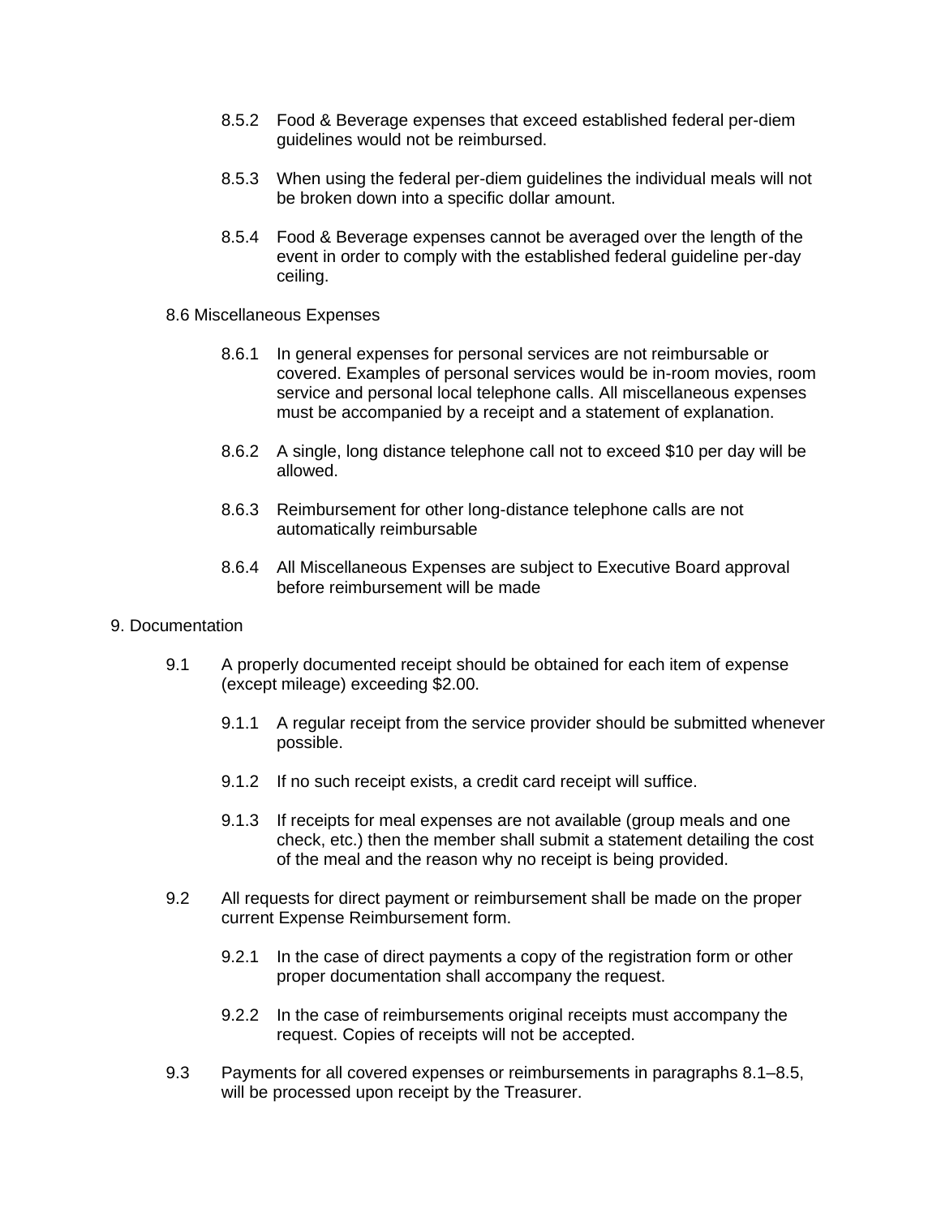8.5.2 Food & Beverage expenses that exceed established federal per-diem guidelines would not be reimbursed.

8.5.3 When using the federal per-diem guidelines the individual meals will not be broken down into a specific dollar amount.

8.5.4 Food & Beverage expenses cannot be averaged over the length of the event in order to comply with the established federal guideline per-day ceiling.

8.6 Miscellaneous Expenses

8.6.1 In general expenses for personal services are not reimbursable or covered. Examples of personal services would be in-room movies, room service and personal local telephone calls. All miscellaneous expenses must be accompanied by a receipt and a statement of explanation.

8.6.2 A single, long distance telephone call not to exceed $10 per day will be allowed.

8.6.3 Reimbursement for other long-distance telephone calls are not automatically reimbursable

8.6.4 All Miscellaneous Expenses are subject to Executive Board approval before reimbursement will be made

## 9. Documentation

9.1 A properly documented receipt should be obtained for each item of expense (except mileage) exceeding $2.00.

9.1.1 A regular receipt from the service provider should be submitted whenever possible.

9.1.2 If no such receipt exists, a credit card receipt will suffice.

9.1.3 If receipts for meal expenses are not available (group meals and one check, etc.) then the member shall submit a statement detailing the cost of the meal and the reason why no receipt is being provided.

9.2 All requests for direct payment or reimbursement shall be made on the proper current Expense Reimbursement form.

9.2.1 In the case of direct payments a copy of the registration form or other proper documentation shall accompany the request.

9.2.2 In the case of reimbursements original receipts must accompany the request. Copies of receipts will not be accepted.

9.3 Payments for all covered expenses or reimbursements in paragraphs 8.1–8.5, will be processed upon receipt by the Treasurer.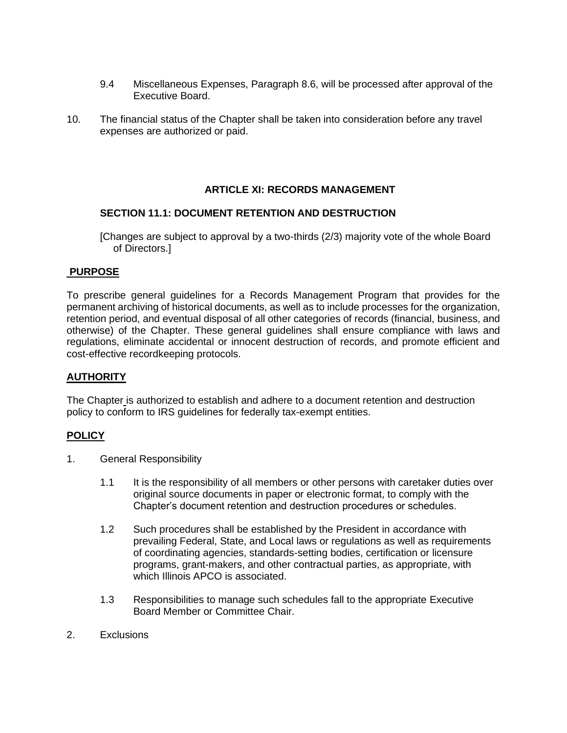9.4 Miscellaneous Expenses, Paragraph 8.6, will be processed after approval of the Executive Board.

10. The financial status of the Chapter shall be taken into consideration before any travel expenses are authorized or paid.

## ARTICLE XI: RECORDS MANAGEMENT

### SECTION 11.1: DOCUMENT RETENTION AND DESTRUCTION

[Changes are subject to approval by a two-thirds (2/3) majority vote of the whole Board of Directors.]

**PURPOSE**

To prescribe general guidelines for a Records Management Program that provides for the permanent archiving of historical documents, as well as to include processes for the organization, retention period, and eventual disposal of all other categories of records (financial, business, and otherwise) of the Chapter. These general guidelines shall ensure compliance with laws and regulations, eliminate accidental or innocent destruction of records, and promote efficient and cost-effective recordkeeping protocols.

**AUTHORITY**

The Chapter is authorized to establish and adhere to a document retention and destruction policy to conform to IRS guidelines for federally tax-exempt entities.

**POLICY**

1. General Responsibility

    1.1 It is the responsibility of all members or other persons with caretaker duties over original source documents in paper or electronic format, to comply with the Chapter's document retention and destruction procedures or schedules.

    1.2 Such procedures shall be established by the President in accordance with prevailing Federal, State, and Local laws or regulations as well as requirements of coordinating agencies, standards-setting bodies, certification or licensure programs, grant-makers, and other contractual parties, as appropriate, with which Illinois APCO is associated.

    1.3 Responsibilities to manage such schedules fall to the appropriate Executive Board Member or Committee Chair.

2. Exclusions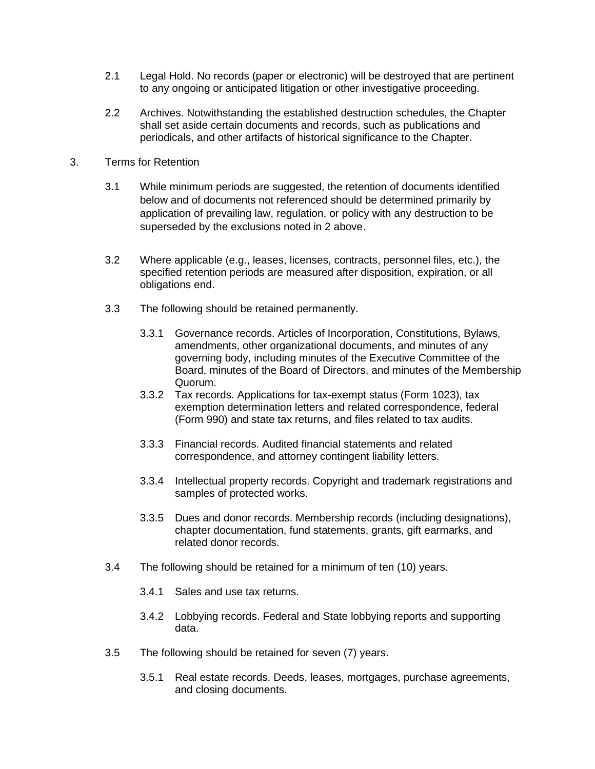2.1 Legal Hold. No records (paper or electronic) will be destroyed that are pertinent to any ongoing or anticipated litigation or other investigative proceeding.

2.2 Archives. Notwithstanding the established destruction schedules, the Chapter shall set aside certain documents and records, such as publications and periodicals, and other artifacts of historical significance to the Chapter.

3. Terms for Retention

3.1 While minimum periods are suggested, the retention of documents identified below and of documents not referenced should be determined primarily by application of prevailing law, regulation, or policy with any destruction to be superseded by the exclusions noted in 2 above.

3.2 Where applicable (e.g., leases, licenses, contracts, personnel files, etc.), the specified retention periods are measured after disposition, expiration, or all obligations end.

3.3 The following should be retained permanently.

3.3.1 Governance records. Articles of Incorporation, Constitutions, Bylaws, amendments, other organizational documents, and minutes of any governing body, including minutes of the Executive Committee of the Board, minutes of the Board of Directors, and minutes of the Membership Quorum.

3.3.2 Tax records. Applications for tax-exempt status (Form 1023), tax exemption determination letters and related correspondence, federal (Form 990) and state tax returns, and files related to tax audits.

3.3.3 Financial records. Audited financial statements and related correspondence, and attorney contingent liability letters.

3.3.4 Intellectual property records. Copyright and trademark registrations and samples of protected works.

3.3.5 Dues and donor records. Membership records (including designations), chapter documentation, fund statements, grants, gift earmarks, and related donor records.

3.4 The following should be retained for a minimum of ten (10) years.

3.4.1 Sales and use tax returns.

3.4.2 Lobbying records. Federal and State lobbying reports and supporting data.

3.5 The following should be retained for seven (7) years.

3.5.1 Real estate records. Deeds, leases, mortgages, purchase agreements, and closing documents.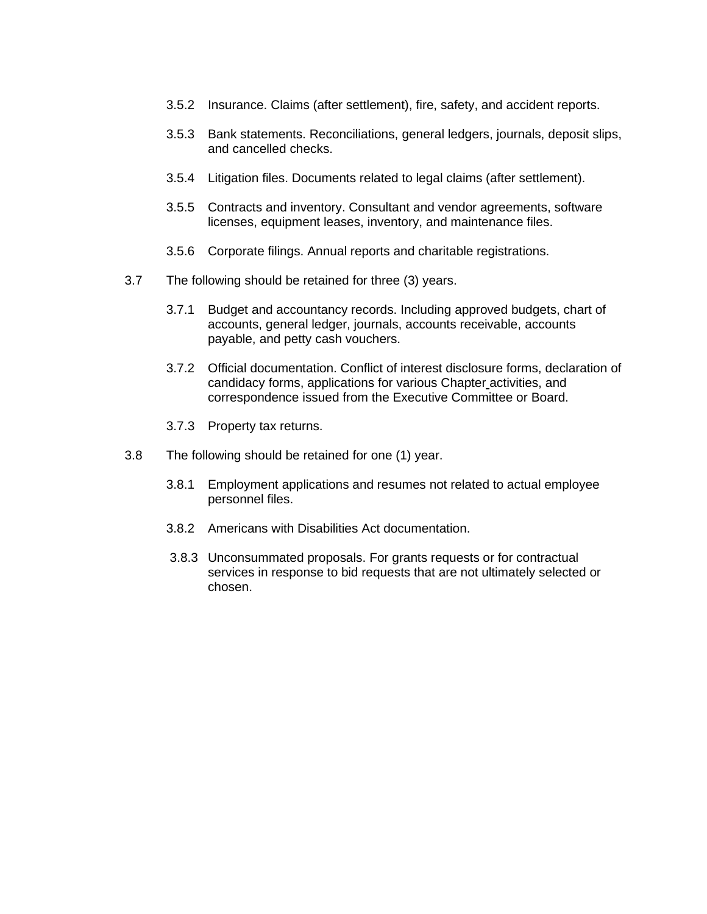3.5.2 Insurance. Claims (after settlement), fire, safety, and accident reports.

3.5.3 Bank statements. Reconciliations, general ledgers, journals, deposit slips, and cancelled checks.

3.5.4 Litigation files. Documents related to legal claims (after settlement).

3.5.5 Contracts and inventory. Consultant and vendor agreements, software licenses, equipment leases, inventory, and maintenance files.

3.5.6 Corporate filings. Annual reports and charitable registrations.

3.7 The following should be retained for three (3) years.

3.7.1 Budget and accountancy records. Including approved budgets, chart of accounts, general ledger, journals, accounts receivable, accounts payable, and petty cash vouchers.

3.7.2 Official documentation. Conflict of interest disclosure forms, declaration of candidacy forms, applications for various Chapter activities, and correspondence issued from the Executive Committee or Board.

3.7.3 Property tax returns.

3.8 The following should be retained for one (1) year.

3.8.1 Employment applications and resumes not related to actual employee personnel files.

3.8.2 Americans with Disabilities Act documentation.

3.8.3 Unconsummated proposals. For grants requests or for contractual services in response to bid requests that are not ultimately selected or chosen.